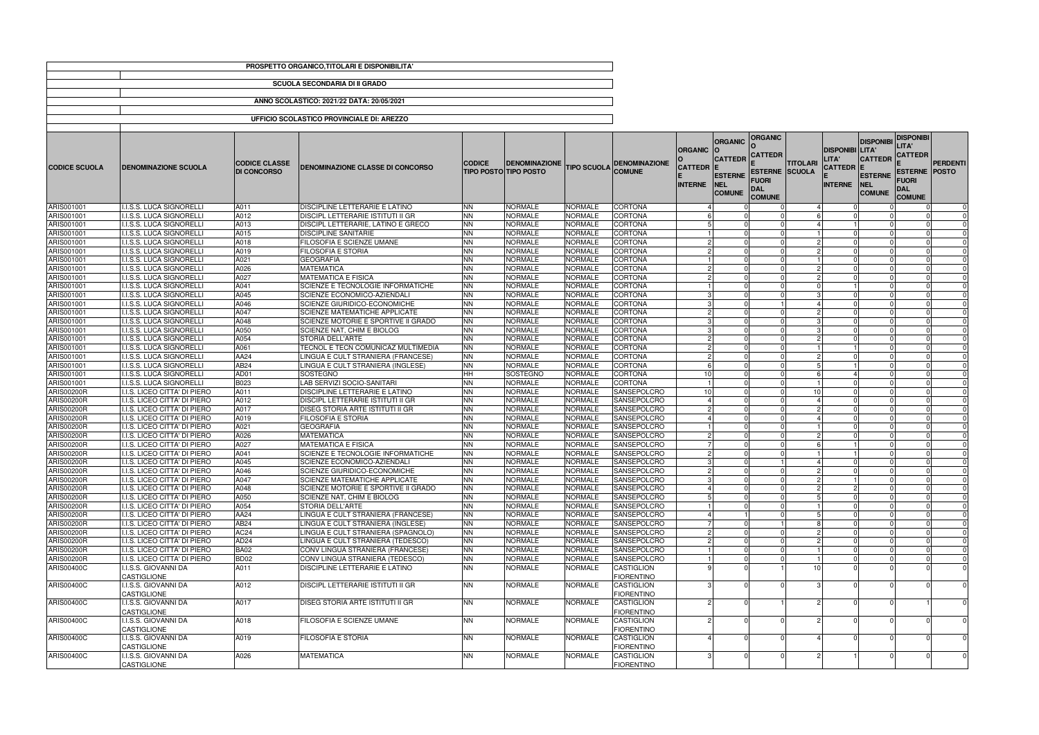**PROSPETTO ORGANICO,TITOLARI E DISPONIBILITA'**

**SCUOLA SECONDARIA DI II GRADO**

**ANNO SCOLASTICO: 2021/22 DATA: 20/05/2021**

**UFFICIO SCOLASTICO PROVINCIALE DI: AREZZO**

| CODICE SCUOLA | DENOMINAZIONE SCUOLA | CODICE CLASSE DI CONCORSO | DENOMINAZIONE CLASSE DI CONCORSO | CODICE TIPO POSTO | DENOMINAZIONE TIPO POSTO | TIPO SCUOLA | DENOMINAZIONE COMUNE | ORGANICO CATTEDRE INTERNE | ORGANICO CATTEDRE ESTERNE NEL COMUNE | ORGANICO CATTEDRE ESTERNE FUORI DAL COMUNE | TITOLARI SCUOLA | DISPONIBILITA' CATTEDRE INTERNE | DISPONIBILITA' CATTEDRE ESTERNE NEL COMUNE | DISPONIBILITA' CATTEDRE ESTERNE FUORI DAL COMUNE | PERDENTI POSTO |
|---|---|---|---|---|---|---|---|---|---|---|---|---|---|---|---|
| ARIS001001 | I.I.S.S. LUCA SIGNORELLI | A011 | DISCIPLINE LETTERARIE E LATINO | NN | NORMALE | NORMALE | CORTONA | 4 | 0 | 0 | 4 | 0 | 0 | 0 | 0 |
| ARIS001001 | I.I.S.S. LUCA SIGNORELLI | A012 | DISCIPL LETTERARIE ISTITUTI II GR | NN | NORMALE | NORMALE | CORTONA | 6 | 0 | 0 | 6 | 0 | 0 | 0 | 0 |
| ARIS001001 | I.I.S.S. LUCA SIGNORELLI | A013 | DISCIPL LETTERARIE, LATINO E GRECO | NN | NORMALE | NORMALE | CORTONA | 5 | 0 | 0 | 4 | 1 | 0 | 0 | 0 |
| ARIS001001 | I.I.S.S. LUCA SIGNORELLI | A015 | DISCIPLINE SANITARIE | NN | NORMALE | NORMALE | CORTONA | 1 | 0 | 0 | 1 | 0 | 0 | 0 | 0 |
| ARIS001001 | I.I.S.S. LUCA SIGNORELLI | A018 | FILOSOFIA E SCIENZE UMANE | NN | NORMALE | NORMALE | CORTONA | 2 | 0 | 0 | 2 | 0 | 0 | 0 | 0 |
| ARIS001001 | I.I.S.S. LUCA SIGNORELLI | A019 | FILOSOFIA E STORIA | NN | NORMALE | NORMALE | CORTONA | 2 | 0 | 0 | 2 | 0 | 0 | 0 | 0 |
| ARIS001001 | I.I.S.S. LUCA SIGNORELLI | A021 | GEOGRAFIA | NN | NORMALE | NORMALE | CORTONA | 1 | 0 | 0 | 1 | 0 | 0 | 0 | 0 |
| ARIS001001 | I.I.S.S. LUCA SIGNORELLI | A026 | MATEMATICA | NN | NORMALE | NORMALE | CORTONA | 2 | 0 | 0 | 2 | 0 | 0 | 0 | 0 |
| ARIS001001 | I.I.S.S. LUCA SIGNORELLI | A027 | MATEMATICA E FISICA | NN | NORMALE | NORMALE | CORTONA | 2 | 0 | 0 | 2 | 0 | 0 | 0 | 0 |
| ARIS001001 | I.I.S.S. LUCA SIGNORELLI | A041 | SCIENZE E TECNOLOGIE INFORMATICHE | NN | NORMALE | NORMALE | CORTONA | 1 | 0 | 0 | 0 | 1 | 0 | 0 | 0 |
| ARIS001001 | I.I.S.S. LUCA SIGNORELLI | A045 | SCIENZE ECONOMICO-AZIENDALI | NN | NORMALE | NORMALE | CORTONA | 3 | 0 | 0 | 3 | 0 | 0 | 0 | 0 |
| ARIS001001 | I.I.S.S. LUCA SIGNORELLI | A046 | SCIENZE GIURIDICO-ECONOMICHE | NN | NORMALE | NORMALE | CORTONA | 3 | 0 | 1 | 4 | 0 | 0 | 0 | 0 |
| ARIS001001 | I.I.S.S. LUCA SIGNORELLI | A047 | SCIENZE MATEMATICHE APPLICATE | NN | NORMALE | NORMALE | CORTONA | 2 | 0 | 0 | 2 | 0 | 0 | 0 | 0 |
| ARIS001001 | I.I.S.S. LUCA SIGNORELLI | A048 | SCIENZE MOTORIE E SPORTIVE II GRADO | NN | NORMALE | NORMALE | CORTONA | 3 | 0 | 0 | 3 | 0 | 0 | 0 | 0 |
| ARIS001001 | I.I.S.S. LUCA SIGNORELLI | A050 | SCIENZE NAT, CHIM E BIOLOG | NN | NORMALE | NORMALE | CORTONA | 3 | 0 | 0 | 3 | 0 | 0 | 0 | 0 |
| ARIS001001 | I.I.S.S. LUCA SIGNORELLI | A054 | STORIA DELL'ARTE | NN | NORMALE | NORMALE | CORTONA | 2 | 0 | 0 | 2 | 0 | 0 | 0 | 0 |
| ARIS001001 | I.I.S.S. LUCA SIGNORELLI | A061 | TECNOL E TECN COMUNICAZ MULTIMEDIA | NN | NORMALE | NORMALE | CORTONA | 2 | 0 | 0 | 1 | 1 | 0 | 0 | 0 |
| ARIS001001 | I.I.S.S. LUCA SIGNORELLI | AA24 | LINGUA E CULT STRANIERA (FRANCESE) | NN | NORMALE | NORMALE | CORTONA | 2 | 0 | 0 | 2 | 0 | 0 | 0 | 0 |
| ARIS001001 | I.I.S.S. LUCA SIGNORELLI | AB24 | LINGUA E CULT STRANIERA (INGLESE) | NN | NORMALE | NORMALE | CORTONA | 6 | 0 | 0 | 5 | 1 | 0 | 0 | 0 |
| ARIS001001 | I.I.S.S. LUCA SIGNORELLI | AD01 | SOSTEGNO | HH | SOSTEGNO | NORMALE | CORTONA | 10 | 0 | 0 | 6 | 4 | 0 | 0 | 0 |
| ARIS001001 | I.I.S.S. LUCA SIGNORELLI | B023 | LAB SERVIZI SOCIO-SANITARI | NN | NORMALE | NORMALE | CORTONA | 1 | 0 | 0 | 1 | 0 | 0 | 0 | 0 |
| ARIS00200R | I.I.S. LICEO CITTA' DI PIERO | A011 | DISCIPLINE LETTERARIE E LATINO | NN | NORMALE | NORMALE | SANSEPOLCRO | 10 | 0 | 0 | 10 | 0 | 0 | 0 | 0 |
| ARIS00200R | I.I.S. LICEO CITTA' DI PIERO | A012 | DISCIPL LETTERARIE ISTITUTI II GR | NN | NORMALE | NORMALE | SANSEPOLCRO | 4 | 0 | 0 | 4 | 0 | 0 | 0 | 0 |
| ARIS00200R | I.I.S. LICEO CITTA' DI PIERO | A017 | DISEG STORIA ARTE ISTITUTI II GR | NN | NORMALE | NORMALE | SANSEPOLCRO | 2 | 0 | 0 | 2 | 0 | 0 | 0 | 0 |
| ARIS00200R | I.I.S. LICEO CITTA' DI PIERO | A019 | FILOSOFIA E STORIA | NN | NORMALE | NORMALE | SANSEPOLCRO | 4 | 0 | 0 | 4 | 0 | 0 | 0 | 0 |
| ARIS00200R | I.I.S. LICEO CITTA' DI PIERO | A021 | GEOGRAFIA | NN | NORMALE | NORMALE | SANSEPOLCRO | 1 | 0 | 0 | 1 | 0 | 0 | 0 | 0 |
| ARIS00200R | I.I.S. LICEO CITTA' DI PIERO | A026 | MATEMATICA | NN | NORMALE | NORMALE | SANSEPOLCRO | 2 | 0 | 0 | 2 | 0 | 0 | 0 | 0 |
| ARIS00200R | I.I.S. LICEO CITTA' DI PIERO | A027 | MATEMATICA E FISICA | NN | NORMALE | NORMALE | SANSEPOLCRO | 7 | 0 | 0 | 6 | 1 | 0 | 0 | 0 |
| ARIS00200R | I.I.S. LICEO CITTA' DI PIERO | A041 | SCIENZE E TECNOLOGIE INFORMATICHE | NN | NORMALE | NORMALE | SANSEPOLCRO | 2 | 0 | 0 | 1 | 1 | 0 | 0 | 0 |
| ARIS00200R | I.I.S. LICEO CITTA' DI PIERO | A045 | SCIENZE ECONOMICO-AZIENDALI | NN | NORMALE | NORMALE | SANSEPOLCRO | 3 | 0 | 1 | 4 | 0 | 0 | 0 | 0 |
| ARIS00200R | I.I.S. LICEO CITTA' DI PIERO | A046 | SCIENZE GIURIDICO-ECONOMICHE | NN | NORMALE | NORMALE | SANSEPOLCRO | 2 | 0 | 0 | 2 | 0 | 0 | 0 | 0 |
| ARIS00200R | I.I.S. LICEO CITTA' DI PIERO | A047 | SCIENZE MATEMATICHE APPLICATE | NN | NORMALE | NORMALE | SANSEPOLCRO | 3 | 0 | 0 | 2 | 1 | 0 | 0 | 0 |
| ARIS00200R | I.I.S. LICEO CITTA' DI PIERO | A048 | SCIENZE MOTORIE E SPORTIVE II GRADO | NN | NORMALE | NORMALE | SANSEPOLCRO | 4 | 0 | 0 | 2 | 2 | 0 | 0 | 0 |
| ARIS00200R | I.I.S. LICEO CITTA' DI PIERO | A050 | SCIENZE NAT, CHIM E BIOLOG | NN | NORMALE | NORMALE | SANSEPOLCRO | 5 | 0 | 0 | 5 | 0 | 0 | 0 | 0 |
| ARIS00200R | I.I.S. LICEO CITTA' DI PIERO | A054 | STORIA DELL'ARTE | NN | NORMALE | NORMALE | SANSEPOLCRO | 1 | 0 | 0 | 1 | 0 | 0 | 0 | 0 |
| ARIS00200R | I.I.S. LICEO CITTA' DI PIERO | AA24 | LINGUA E CULT STRANIERA (FRANCESE) | NN | NORMALE | NORMALE | SANSEPOLCRO | 4 | 1 | 0 | 5 | 0 | 0 | 0 | 0 |
| ARIS00200R | I.I.S. LICEO CITTA' DI PIERO | AB24 | LINGUA E CULT STRANIERA (INGLESE) | NN | NORMALE | NORMALE | SANSEPOLCRO | 7 | 0 | 1 | 8 | 0 | 0 | 0 | 0 |
| ARIS00200R | I.I.S. LICEO CITTA' DI PIERO | AC24 | LINGUA E CULT STRANIERA (SPAGNOLO) | NN | NORMALE | NORMALE | SANSEPOLCRO | 2 | 0 | 0 | 2 | 0 | 0 | 0 | 0 |
| ARIS00200R | I.I.S. LICEO CITTA' DI PIERO | AD24 | LINGUA E CULT STRANIERA (TEDESCO) | NN | NORMALE | NORMALE | SANSEPOLCRO | 2 | 0 | 0 | 2 | 0 | 0 | 0 | 0 |
| ARIS00200R | I.I.S. LICEO CITTA' DI PIERO | BA02 | CONV LINGUA STRANIERA (FRANCESE) | NN | NORMALE | NORMALE | SANSEPOLCRO | 1 | 0 | 0 | 1 | 0 | 0 | 0 | 0 |
| ARIS00200R | I.I.S. LICEO CITTA' DI PIERO | BD02 | CONV LINGUA STRANIERA (TEDESCO) | NN | NORMALE | NORMALE | SANSEPOLCRO | 1 | 0 | 0 | 1 | 0 | 0 | 0 | 0 |
| ARIS00400C | I.I.S.S. GIOVANNI DA CASTIGLIONE | A011 | DISCIPLINE LETTERARIE E LATINO | NN | NORMALE | NORMALE | CASTIGLION FIORENTINO | 9 | 0 | 1 | 10 | 0 | 0 | 0 | 0 |
| ARIS00400C | I.I.S.S. GIOVANNI DA CASTIGLIONE | A012 | DISCIPL LETTERARIE ISTITUTI II GR | NN | NORMALE | NORMALE | CASTIGLION FIORENTINO | 3 | 0 | 0 | 3 | 0 | 0 | 0 | 0 |
| ARIS00400C | I.I.S.S. GIOVANNI DA CASTIGLIONE | A017 | DISEG STORIA ARTE ISTITUTI II GR | NN | NORMALE | NORMALE | CASTIGLION FIORENTINO | 2 | 0 | 1 | 2 | 0 | 0 | 1 | 0 |
| ARIS00400C | I.I.S.S. GIOVANNI DA CASTIGLIONE | A018 | FILOSOFIA E SCIENZE UMANE | NN | NORMALE | NORMALE | CASTIGLION FIORENTINO | 2 | 0 | 0 | 2 | 0 | 0 | 0 | 0 |
| ARIS00400C | I.I.S.S. GIOVANNI DA CASTIGLIONE | A019 | FILOSOFIA E STORIA | NN | NORMALE | NORMALE | CASTIGLION FIORENTINO | 4 | 0 | 0 | 4 | 0 | 0 | 0 | 0 |
| ARIS00400C | I.I.S.S. GIOVANNI DA CASTIGLIONE | A026 | MATEMATICA | NN | NORMALE | NORMALE | CASTIGLION FIORENTINO | 3 | 0 | 0 | 2 | 1 | 0 | 0 | 0 |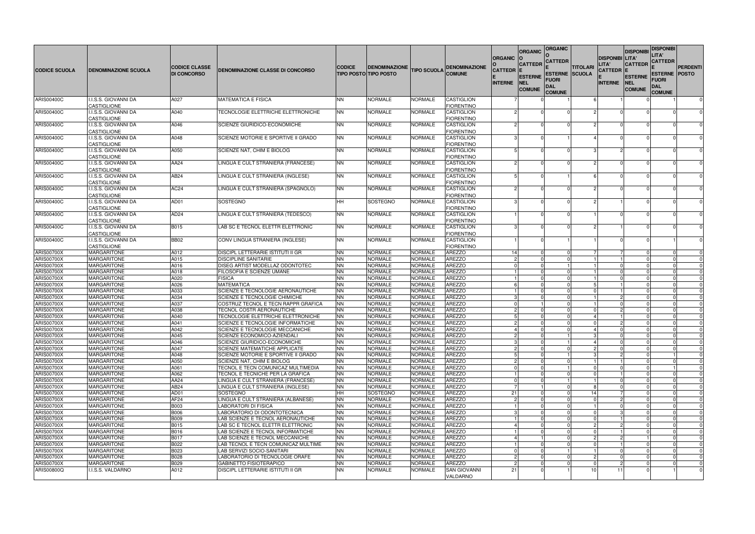| CODICE SCUOLA | DENOMINAZIONE SCUOLA | CODICE CLASSE DI CONCORSO | DENOMINAZIONE CLASSE DI CONCORSO | CODICE TIPO POSTO | DENOMINAZIONE TIPO POSTO | TIPO SCUOLA | DENOMINAZIONE COMUNE | ORGANICO CATTEDRE INTERNE | ORGANICO CATTEDRE ESTERNE NEL COMUNE | ORGANICO CATTEDRE ESTERNE FUORI DAL COMUNE | TITOLARI SCUOLA | DISPONIBILITA' CATTEDRE INTERNE | DISPONIBILITA' CATTEDRE ESTERNE NEL COMUNE | DISPONIBILITA' CATTEDRE ESTERNE FUORI DAL COMUNE | PERDENTI POSTO |
|---|---|---|---|---|---|---|---|---|---|---|---|---|---|---|---|
| ARIS00400C | I.I.S.S. GIOVANNI DA CASTIGLIONE | A027 | MATEMATICA E FISICA | NN | NORMALE | NORMALE | CASTIGLION FIORENTINO | 7 | 0 | 1 | 6 | 1 | 0 | 1 | 0 |
| ARIS00400C | I.I.S.S. GIOVANNI DA CASTIGLIONE | A040 | TECNOLOGIE ELETTRICHE ELETTRONICHE | NN | NORMALE | NORMALE | CASTIGLION FIORENTINO | 2 | 0 | 0 | 2 | 0 | 0 | 0 | 0 |
| ARIS00400C | I.I.S.S. GIOVANNI DA CASTIGLIONE | A046 | SCIENZE GIURIDICO-ECONOMICHE | NN | NORMALE | NORMALE | CASTIGLION FIORENTINO | 2 | 0 | 0 | 2 | 0 | 0 | 0 | 0 |
| ARIS00400C | I.I.S.S. GIOVANNI DA CASTIGLIONE | A048 | SCIENZE MOTORIE E SPORTIVE II GRADO | NN | NORMALE | NORMALE | CASTIGLION FIORENTINO | 3 | 0 | 1 | 4 | 0 | 0 | 0 | 0 |
| ARIS00400C | I.I.S.S. GIOVANNI DA CASTIGLIONE | A050 | SCIENZE NAT, CHIM E BIOLOG | NN | NORMALE | NORMALE | CASTIGLION FIORENTINO | 5 | 0 | 0 | 3 | 2 | 0 | 0 | 0 |
| ARIS00400C | I.I.S.S. GIOVANNI DA CASTIGLIONE | AA24 | LINGUA E CULT STRANIERA (FRANCESE) | NN | NORMALE | NORMALE | CASTIGLION FIORENTINO | 2 | 0 | 0 | 2 | 0 | 0 | 0 | 0 |
| ARIS00400C | I.I.S.S. GIOVANNI DA CASTIGLIONE | AB24 | LINGUA E CULT STRANIERA (INGLESE) | NN | NORMALE | NORMALE | CASTIGLION FIORENTINO | 5 | 0 | 1 | 6 | 0 | 0 | 0 | 0 |
| ARIS00400C | I.I.S.S. GIOVANNI DA CASTIGLIONE | AC24 | LINGUA E CULT STRANIERA (SPAGNOLO) | NN | NORMALE | NORMALE | CASTIGLION FIORENTINO | 2 | 0 | 0 | 2 | 0 | 0 | 0 | 0 |
| ARIS00400C | I.I.S.S. GIOVANNI DA CASTIGLIONE | AD01 | SOSTEGNO | HH | SOSTEGNO | NORMALE | CASTIGLION FIORENTINO | 3 | 0 | 0 | 2 | 1 | 0 | 0 | 0 |
| ARIS00400C | I.I.S.S. GIOVANNI DA CASTIGLIONE | AD24 | LINGUA E CULT STRANIERA (TEDESCO) | NN | NORMALE | NORMALE | CASTIGLION FIORENTINO | 1 | 0 | 0 | 1 | 0 | 0 | 0 | 0 |
| ARIS00400C | I.I.S.S. GIOVANNI DA CASTIGLIONE | B015 | LAB SC E TECNOL ELETTR ELETTRONIC | NN | NORMALE | NORMALE | CASTIGLION FIORENTINO | 3 | 0 | 0 | 2 | 1 | 0 | 0 | 0 |
| ARIS00400C | I.I.S.S. GIOVANNI DA CASTIGLIONE | BB02 | CONV LINGUA STRANIERA (INGLESE) | NN | NORMALE | NORMALE | CASTIGLION FIORENTINO | 1 | 0 | 1 | 1 | 0 | 0 | 1 | 0 |
| ARIS00700X | MARGARITONE | A012 | DISCIPL LETTERARIE ISTITUTI II GR | NN | NORMALE | NORMALE | AREZZO | 14 | 0 | 0 | 7 | 7 | 0 | 0 | 0 |
| ARIS00700X | MARGARITONE | A015 | DISCIPLINE SANITARIE | NN | NORMALE | NORMALE | AREZZO | 2 | 0 | 0 | 1 | 1 | 0 | 0 | 0 |
| ARIS00700X | MARGARITONE | A016 | DISEG ARTIST MODELLAZ ODONTOTEC | NN | NORMALE | NORMALE | AREZZO | 0 | 0 | 1 | 1 | 0 | 0 | 0 | 0 |
| ARIS00700X | MARGARITONE | A018 | FILOSOFIA E SCIENZE UMANE | NN | NORMALE | NORMALE | AREZZO | 1 | 0 | 0 | 1 | 0 | 0 | 0 | 0 |
| ARIS00700X | MARGARITONE | A020 | FISICA | NN | NORMALE | NORMALE | AREZZO | 1 | 0 | 0 | 1 | 0 | 0 | 0 | 0 |
| ARIS00700X | MARGARITONE | A026 | MATEMATICA | NN | NORMALE | NORMALE | AREZZO | 6 | 0 | 0 | 5 | 1 | 0 | 0 | 0 |
| ARIS00700X | MARGARITONE | A033 | SCIENZE E TECNOLOGIE AERONAUTICHE | NN | NORMALE | NORMALE | AREZZO | 1 | 0 | 0 | 0 | 1 | 0 | 0 | 0 |
| ARIS00700X | MARGARITONE | A034 | SCIENZE E TECNOLOGIE CHIMICHE | NN | NORMALE | NORMALE | AREZZO | 3 | 0 | 0 | 1 | 2 | 0 | 0 | 0 |
| ARIS00700X | MARGARITONE | A037 | COSTRUZ TECNOL E TECN RAPPR GRAFICA | NN | NORMALE | NORMALE | AREZZO | 0 | 1 | 0 | 1 | 0 | 0 | 0 | 0 |
| ARIS00700X | MARGARITONE | A038 | TECNOL COSTR AERONAUTICHE | NN | NORMALE | NORMALE | AREZZO | 2 | 0 | 0 | 0 | 2 | 0 | 0 | 0 |
| ARIS00700X | MARGARITONE | A040 | TECNOLOGIE ELETTRICHE ELETTRONICHE | NN | NORMALE | NORMALE | AREZZO | 5 | 0 | 0 | 4 | 1 | 0 | 0 | 0 |
| ARIS00700X | MARGARITONE | A041 | SCIENZE E TECNOLOGIE INFORMATICHE | NN | NORMALE | NORMALE | AREZZO | 2 | 0 | 0 | 0 | 2 | 0 | 0 | 0 |
| ARIS00700X | MARGARITONE | A042 | SCIENZE E TECNOLOGIE MECCANICHE | NN | NORMALE | NORMALE | AREZZO | 4 | 0 | 0 | 4 | 0 | 0 | 0 | 0 |
| ARIS00700X | MARGARITONE | A045 | SCIENZE ECONOMICO-AZIENDALI | NN | NORMALE | NORMALE | AREZZO | 2 | 0 | 1 | 3 | 0 | 0 | 0 | 0 |
| ARIS00700X | MARGARITONE | A046 | SCIENZE GIURIDICO-ECONOMICHE | NN | NORMALE | NORMALE | AREZZO | 3 | 0 | 1 | 4 | 0 | 0 | 0 | 0 |
| ARIS00700X | MARGARITONE | A047 | SCIENZE MATEMATICHE APPLICATE | NN | NORMALE | NORMALE | AREZZO | 2 | 0 | 0 | 2 | 0 | 0 | 0 | 0 |
| ARIS00700X | MARGARITONE | A048 | SCIENZE MOTORIE E SPORTIVE II GRADO | NN | NORMALE | NORMALE | AREZZO | 5 | 0 | 1 | 3 | 2 | 0 | 1 | 0 |
| ARIS00700X | MARGARITONE | A050 | SCIENZE NAT, CHIM E BIOLOG | NN | NORMALE | NORMALE | AREZZO | 2 | 0 | 0 | 1 | 1 | 0 | 0 | 0 |
| ARIS00700X | MARGARITONE | A061 | TECNOL E TECN COMUNICAZ MULTIMEDIA | NN | NORMALE | NORMALE | AREZZO | 0 | 0 | 1 | 0 | 0 | 0 | 1 | 0 |
| ARIS00700X | MARGARITONE | A062 | TECNOL E TECNICHE PER LA GRAFICA | NN | NORMALE | NORMALE | AREZZO | 1 | 0 | 0 | 0 | 1 | 0 | 0 | 0 |
| ARIS00700X | MARGARITONE | AA24 | LINGUA E CULT STRANIERA (FRANCESE) | NN | NORMALE | NORMALE | AREZZO | 0 | 0 | 1 | 1 | 0 | 0 | 0 | 0 |
| ARIS00700X | MARGARITONE | AB24 | LINGUA E CULT STRANIERA (INGLESE) | NN | NORMALE | NORMALE | AREZZO | 7 | 1 | 0 | 8 | 0 | 0 | 0 | 0 |
| ARIS00700X | MARGARITONE | AD01 | SOSTEGNO | HH | SOSTEGNO | NORMALE | AREZZO | 21 | 0 | 0 | 14 | 7 | 0 | 0 | 0 |
| ARIS00700X | MARGARITONE | AF24 | LINGUA E CULT STRANIERA (ALBANESE) | NN | NORMALE | NORMALE | AREZZO | 2 | 0 | 0 | 0 | 2 | 0 | 0 | 0 |
| ARIS00700X | MARGARITONE | B003 | LABORATORI DI FISICA | NN | NORMALE | NORMALE | AREZZO | 1 | 0 | 0 | 1 | 0 | 0 | 0 | 0 |
| ARIS00700X | MARGARITONE | B006 | LABORATORIO DI ODONTOTECNICA | NN | NORMALE | NORMALE | AREZZO | 3 | 0 | 0 | 0 | 3 | 0 | 0 | 0 |
| ARIS00700X | MARGARITONE | B009 | LAB SCIENZE E TECNOL AERONAUTICHE | NN | NORMALE | NORMALE | AREZZO | 1 | 0 | 0 | 0 | 1 | 0 | 0 | 0 |
| ARIS00700X | MARGARITONE | B015 | LAB SC E TECNOL ELETTR ELETTRONIC | NN | NORMALE | NORMALE | AREZZO | 4 | 0 | 0 | 2 | 2 | 0 | 0 | 0 |
| ARIS00700X | MARGARITONE | B016 | LAB SCIENZE E TECNOL INFORMATICHE | NN | NORMALE | NORMALE | AREZZO | 1 | 0 | 0 | 0 | 1 | 0 | 0 | 0 |
| ARIS00700X | MARGARITONE | B017 | LAB SCIENZE E TECNOL MECCANICHE | NN | NORMALE | NORMALE | AREZZO | 4 | 1 | 0 | 2 | 2 | 1 | 0 | 0 |
| ARIS00700X | MARGARITONE | B022 | LAB TECNOL E TECN COMUNICAZ MULTIME | NN | NORMALE | NORMALE | AREZZO | 1 | 0 | 0 | 0 | 1 | 0 | 0 | 0 |
| ARIS00700X | MARGARITONE | B023 | LAB SERVIZI SOCIO-SANITARI | NN | NORMALE | NORMALE | AREZZO | 0 | 0 | 1 | 1 | 0 | 0 | 0 | 0 |
| ARIS00700X | MARGARITONE | B028 | LABORATORIO DI TECNOLOGIE ORAFE | NN | NORMALE | NORMALE | AREZZO | 2 | 0 | 0 | 2 | 0 | 0 | 0 | 0 |
| ARIS00700X | MARGARITONE | B029 | GABINETTO FISIOTERAPICO | NN | NORMALE | NORMALE | AREZZO | 2 | 0 | 0 | 0 | 2 | 0 | 0 | 0 |
| ARIS00800Q | I.I.S.S. VALDARNO | A012 | DISCIPL LETTERARIE ISTITUTI II GR | NN | NORMALE | NORMALE | SAN GIOVANNI VALDARNO | 21 | 0 | 1 | 10 | 11 | 0 | 1 | 0 |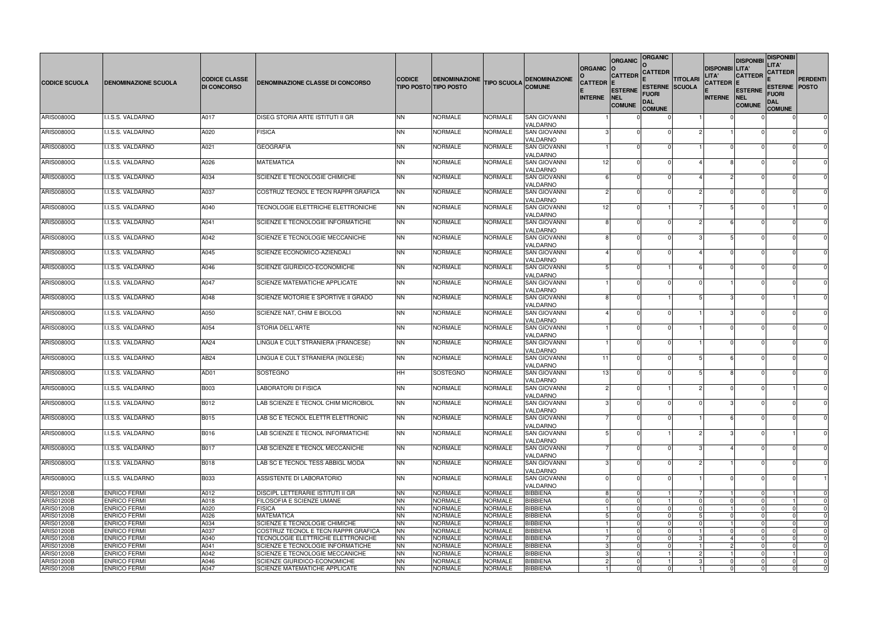| CODICE SCUOLA | DENOMINAZIONE SCUOLA | CODICE CLASSE DI CONCORSO | DENOMINAZIONE CLASSE DI CONCORSO | CODICE TIPO POSTO | DENOMINAZIONE TIPO POSTO | TIPO SCUOLA | DENOMINAZIONE COMUNE | ORGANICO CATTEDRE INTERNE | ORGANICO CATTEDRE ESTERNE NEL COMUNE | ORGANICO CATTEDRE ESTERNE FUORI DAL COMUNE | TITOLARI SCUOLA | DISPONIBILITA' CATTEDRE INTERNE | DISPONIBILITA' CATTEDRE ESTERNE NEL COMUNE | DISPONIBILITA' CATTEDRE ESTERNE FUORI DAL COMUNE | PERDENTI POSTO |
|---|---|---|---|---|---|---|---|---|---|---|---|---|---|---|---|
| ARIS00800Q | I.I.S.S. VALDARNO | A017 | DISEG STORIA ARTE ISTITUTI II GR | NN | NORMALE | NORMALE | SAN GIOVANNI VALDARNO | 1 | 0 | 0 | 1 | 0 | 0 | 0 | 0 |
| ARIS00800Q | I.I.S.S. VALDARNO | A020 | FISICA | NN | NORMALE | NORMALE | SAN GIOVANNI VALDARNO | 3 | 0 | 0 | 2 | 1 | 0 | 0 | 0 |
| ARIS00800Q | I.I.S.S. VALDARNO | A021 | GEOGRAFIA | NN | NORMALE | NORMALE | SAN GIOVANNI VALDARNO | 1 | 0 | 0 | 1 | 0 | 0 | 0 | 0 |
| ARIS00800Q | I.I.S.S. VALDARNO | A026 | MATEMATICA | NN | NORMALE | NORMALE | SAN GIOVANNI VALDARNO | 12 | 0 | 0 | 4 | 8 | 0 | 0 | 0 |
| ARIS00800Q | I.I.S.S. VALDARNO | A034 | SCIENZE E TECNOLOGIE CHIMICHE | NN | NORMALE | NORMALE | SAN GIOVANNI VALDARNO | 6 | 0 | 0 | 4 | 2 | 0 | 0 | 0 |
| ARIS00800Q | I.I.S.S. VALDARNO | A037 | COSTRUZ TECNOL E TECN RAPPR GRAFICA | NN | NORMALE | NORMALE | SAN GIOVANNI VALDARNO | 2 | 0 | 0 | 2 | 0 | 0 | 0 | 0 |
| ARIS00800Q | I.I.S.S. VALDARNO | A040 | TECNOLOGIE ELETTRICHE ELETTRONICHE | NN | NORMALE | NORMALE | SAN GIOVANNI VALDARNO | 12 | 0 | 1 | 7 | 5 | 0 | 1 | 0 |
| ARIS00800Q | I.I.S.S. VALDARNO | A041 | SCIENZE E TECNOLOGIE INFORMATICHE | NN | NORMALE | NORMALE | SAN GIOVANNI VALDARNO | 8 | 0 | 0 | 2 | 6 | 0 | 0 | 0 |
| ARIS00800Q | I.I.S.S. VALDARNO | A042 | SCIENZE E TECNOLOGIE MECCANICHE | NN | NORMALE | NORMALE | SAN GIOVANNI VALDARNO | 8 | 0 | 0 | 3 | 5 | 0 | 0 | 0 |
| ARIS00800Q | I.I.S.S. VALDARNO | A045 | SCIENZE ECONOMICO-AZIENDALI | NN | NORMALE | NORMALE | SAN GIOVANNI VALDARNO | 4 | 0 | 0 | 4 | 0 | 0 | 0 | 0 |
| ARIS00800Q | I.I.S.S. VALDARNO | A046 | SCIENZE GIURIDICO-ECONOMICHE | NN | NORMALE | NORMALE | SAN GIOVANNI VALDARNO | 5 | 0 | 1 | 6 | 0 | 0 | 0 | 0 |
| ARIS00800Q | I.I.S.S. VALDARNO | A047 | SCIENZE MATEMATICHE APPLICATE | NN | NORMALE | NORMALE | SAN GIOVANNI VALDARNO | 1 | 0 | 0 | 0 | 1 | 0 | 0 | 0 |
| ARIS00800Q | I.I.S.S. VALDARNO | A048 | SCIENZE MOTORIE E SPORTIVE II GRADO | NN | NORMALE | NORMALE | SAN GIOVANNI VALDARNO | 8 | 0 | 1 | 5 | 3 | 0 | 1 | 0 |
| ARIS00800Q | I.I.S.S. VALDARNO | A050 | SCIENZE NAT, CHIM E BIOLOG | NN | NORMALE | NORMALE | SAN GIOVANNI VALDARNO | 4 | 0 | 0 | 1 | 3 | 0 | 0 | 0 |
| ARIS00800Q | I.I.S.S. VALDARNO | A054 | STORIA DELL'ARTE | NN | NORMALE | NORMALE | SAN GIOVANNI VALDARNO | 1 | 0 | 0 | 1 | 0 | 0 | 0 | 0 |
| ARIS00800Q | I.I.S.S. VALDARNO | AA24 | LINGUA E CULT STRANIERA (FRANCESE) | NN | NORMALE | NORMALE | SAN GIOVANNI VALDARNO | 1 | 0 | 0 | 1 | 0 | 0 | 0 | 0 |
| ARIS00800Q | I.I.S.S. VALDARNO | AB24 | LINGUA E CULT STRANIERA (INGLESE) | NN | NORMALE | NORMALE | SAN GIOVANNI VALDARNO | 11 | 0 | 0 | 5 | 6 | 0 | 0 | 0 |
| ARIS00800Q | I.I.S.S. VALDARNO | AD01 | SOSTEGNO | HH | SOSTEGNO | NORMALE | SAN GIOVANNI VALDARNO | 13 | 0 | 0 | 5 | 8 | 0 | 0 | 0 |
| ARIS00800Q | I.I.S.S. VALDARNO | B003 | LABORATORI DI FISICA | NN | NORMALE | NORMALE | SAN GIOVANNI VALDARNO | 2 | 0 | 1 | 2 | 0 | 0 | 1 | 0 |
| ARIS00800Q | I.I.S.S. VALDARNO | B012 | LAB SCIENZE E TECNOL CHIM MICROBIOL | NN | NORMALE | NORMALE | SAN GIOVANNI VALDARNO | 3 | 0 | 0 | 0 | 3 | 0 | 0 | 0 |
| ARIS00800Q | I.I.S.S. VALDARNO | B015 | LAB SC E TECNOL ELETTR ELETTRONIC | NN | NORMALE | NORMALE | SAN GIOVANNI VALDARNO | 7 | 0 | 0 | 1 | 6 | 0 | 0 | 0 |
| ARIS00800Q | I.I.S.S. VALDARNO | B016 | LAB SCIENZE E TECNOL INFORMATICHE | NN | NORMALE | NORMALE | SAN GIOVANNI VALDARNO | 5 | 0 | 1 | 2 | 3 | 0 | 1 | 0 |
| ARIS00800Q | I.I.S.S. VALDARNO | B017 | LAB SCIENZE E TECNOL MECCANICHE | NN | NORMALE | NORMALE | SAN GIOVANNI VALDARNO | 7 | 0 | 0 | 3 | 4 | 0 | 0 | 0 |
| ARIS00800Q | I.I.S.S. VALDARNO | B018 | LAB SC E TECNOL TESS ABBIGL MODA | NN | NORMALE | NORMALE | SAN GIOVANNI VALDARNO | 3 | 0 | 0 | 2 | 1 | 0 | 0 | 0 |
| ARIS00800Q | I.I.S.S. VALDARNO | B033 | ASSISTENTE DI LABORATORIO | NN | NORMALE | NORMALE | SAN GIOVANNI VALDARNO | 0 | 0 | 0 | 1 | 0 | 0 | 0 | 1 |
| ARIS01200B | ENRICO FERMI | A012 | DISCIPL LETTERARIE ISTITUTI II GR | NN | NORMALE | NORMALE | BIBBIENA | 8 | 0 | 1 | 7 | 1 | 0 | 1 | 0 |
| ARIS01200B | ENRICO FERMI | A018 | FILOSOFIA E SCIENZE UMANE | NN | NORMALE | NORMALE | BIBBIENA | 0 | 0 | 1 | 0 | 0 | 0 | 1 | 0 |
| ARIS01200B | ENRICO FERMI | A020 | FISICA | NN | NORMALE | NORMALE | BIBBIENA | 1 | 0 | 0 | 0 | 1 | 0 | 0 | 0 |
| ARIS01200B | ENRICO FERMI | A026 | MATEMATICA | NN | NORMALE | NORMALE | BIBBIENA | 5 | 0 | 0 | 5 | 0 | 0 | 0 | 0 |
| ARIS01200B | ENRICO FERMI | A034 | SCIENZE E TECNOLOGIE CHIMICHE | NN | NORMALE | NORMALE | BIBBIENA | 1 | 0 | 0 | 0 | 1 | 0 | 0 | 0 |
| ARIS01200B | ENRICO FERMI | A037 | COSTRUZ TECNOL E TECN RAPPR GRAFICA | NN | NORMALE | NORMALE | BIBBIENA | 1 | 0 | 0 | 1 | 0 | 0 | 0 | 0 |
| ARIS01200B | ENRICO FERMI | A040 | TECNOLOGIE ELETTRICHE ELETTRONICHE | NN | NORMALE | NORMALE | BIBBIENA | 7 | 0 | 0 | 3 | 4 | 0 | 0 | 0 |
| ARIS01200B | ENRICO FERMI | A041 | SCIENZE E TECNOLOGIE INFORMATICHE | NN | NORMALE | NORMALE | BIBBIENA | 3 | 0 | 0 | 1 | 2 | 0 | 0 | 0 |
| ARIS01200B | ENRICO FERMI | A042 | SCIENZE E TECNOLOGIE MECCANICHE | NN | NORMALE | NORMALE | BIBBIENA | 3 | 0 | 1 | 2 | 1 | 0 | 1 | 0 |
| ARIS01200B | ENRICO FERMI | A046 | SCIENZE GIURIDICO-ECONOMICHE | NN | NORMALE | NORMALE | BIBBIENA | 2 | 0 | 1 | 3 | 0 | 0 | 0 | 0 |
| ARIS01200B | ENRICO FERMI | A047 | SCIENZE MATEMATICHE APPLICATE | NN | NORMALE | NORMALE | BIBBIENA | 1 | 0 | 0 | 1 | 0 | 0 | 0 | 0 |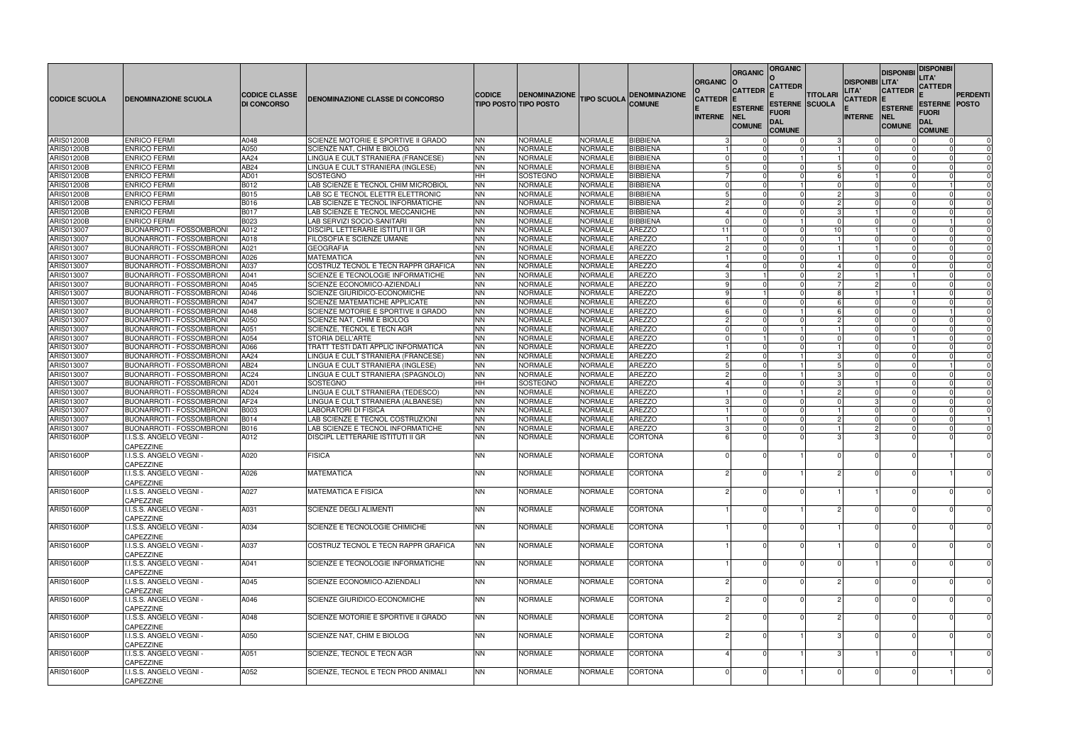| CODICE SCUOLA | DENOMINAZIONE SCUOLA | CODICE CLASSE DI CONCORSO | DENOMINAZIONE CLASSE DI CONCORSO | CODICE TIPO POSTO | DENOMINAZIONE TIPO POSTO | TIPO SCUOLA | DENOMINAZIONE COMUNE | ORGANICO CATTEDRE INTERNE | ORGANICO CATTEDRE ESTERNE NEL COMUNE | ORGANICO CATTEDRE ESTERNE FUORI DAL COMUNE | TITOLARI SCUOLA | DISPONIBILITA' CATTEDRE INTERNE | DISPONIBILITA' CATTEDRE ESTERNE NEL COMUNE | DISPONIBILITA' CATTEDRE ESTERNE FUORI DAL COMUNE | PERDENTI POSTO |
|---|---|---|---|---|---|---|---|---|---|---|---|---|---|---|---|
| ARIS01200B | ENRICO FERMI | A048 | SCIENZE MOTORIE E SPORTIVE II GRADO | NN | NORMALE | NORMALE | BIBBIENA | 3 | 0 | 0 | 3 | 0 | 0 | 0 | 0 |
| ARIS01200B | ENRICO FERMI | A050 | SCIENZE NAT, CHIM E BIOLOG | NN | NORMALE | NORMALE | BIBBIENA | 1 | 0 | 0 | 1 | 0 | 0 | 0 | 0 |
| ARIS01200B | ENRICO FERMI | AA24 | LINGUA E CULT STRANIERA (FRANCESE) | NN | NORMALE | NORMALE | BIBBIENA | 0 | 0 | 1 | 1 | 0 | 0 | 0 | 0 |
| ARIS01200B | ENRICO FERMI | AB24 | LINGUA E CULT STRANIERA (INGLESE) | NN | NORMALE | NORMALE | BIBBIENA | 5 | 0 | 0 | 5 | 0 | 0 | 0 | 0 |
| ARIS01200B | ENRICO FERMI | AD01 | SOSTEGNO | HH | SOSTEGNO | NORMALE | BIBBIENA | 7 | 0 | 0 | 6 | 1 | 0 | 0 | 0 |
| ARIS01200B | ENRICO FERMI | B012 | LAB SCIENZE E TECNOL CHIM MICROBIOL | NN | NORMALE | NORMALE | BIBBIENA | 0 | 0 | 1 | 0 | 0 | 0 | 1 | 0 |
| ARIS01200B | ENRICO FERMI | B015 | LAB SC E TECNOL ELETTR ELETTRONIC | NN | NORMALE | NORMALE | BIBBIENA | 5 | 0 | 0 | 2 | 3 | 0 | 0 | 0 |
| ARIS01200B | ENRICO FERMI | B016 | LAB SCIENZE E TECNOL INFORMATICHE | NN | NORMALE | NORMALE | BIBBIENA | 2 | 0 | 0 | 2 | 0 | 0 | 0 | 0 |
| ARIS01200B | ENRICO FERMI | B017 | LAB SCIENZE E TECNOL MECCANICHE | NN | NORMALE | NORMALE | BIBBIENA | 4 | 0 | 0 | 3 | 1 | 0 | 0 | 0 |
| ARIS01200B | ENRICO FERMI | B023 | LAB SERVIZI SOCIO-SANITARI | NN | NORMALE | NORMALE | BIBBIENA | 0 | 0 | 1 | 0 | 0 | 0 | 1 | 0 |
| ARIS013007 | BUONARROTI - FOSSOMBRONI | A012 | DISCIPL LETTERARIE ISTITUTI II GR | NN | NORMALE | NORMALE | AREZZO | 11 | 0 | 0 | 10 | 1 | 0 | 0 | 0 |
| ARIS013007 | BUONARROTI - FOSSOMBRONI | A018 | FILOSOFIA E SCIENZE UMANE | NN | NORMALE | NORMALE | AREZZO | 1 | 0 | 0 | 1 | 0 | 0 | 0 | 0 |
| ARIS013007 | BUONARROTI - FOSSOMBRONI | A021 | GEOGRAFIA | NN | NORMALE | NORMALE | AREZZO | 2 | 0 | 0 | 1 | 1 | 0 | 0 | 0 |
| ARIS013007 | BUONARROTI - FOSSOMBRONI | A026 | MATEMATICA | NN | NORMALE | NORMALE | AREZZO | 1 | 0 | 0 | 1 | 0 | 0 | 0 | 0 |
| ARIS013007 | BUONARROTI - FOSSOMBRONI | A037 | COSTRUZ TECNOL E TECN RAPPR GRAFICA | NN | NORMALE | NORMALE | AREZZO | 4 | 0 | 0 | 4 | 0 | 0 | 0 | 0 |
| ARIS013007 | BUONARROTI - FOSSOMBRONI | A041 | SCIENZE E TECNOLOGIE INFORMATICHE | NN | NORMALE | NORMALE | AREZZO | 3 | 1 | 0 | 2 | 1 | 1 | 0 | 0 |
| ARIS013007 | BUONARROTI - FOSSOMBRONI | A045 | SCIENZE ECONOMICO-AZIENDALI | NN | NORMALE | NORMALE | AREZZO | 9 | 0 | 0 | 7 | 2 | 0 | 0 | 0 |
| ARIS013007 | BUONARROTI - FOSSOMBRONI | A046 | SCIENZE GIURIDICO-ECONOMICHE | NN | NORMALE | NORMALE | AREZZO | 9 | 1 | 0 | 8 | 1 | 1 | 0 | 0 |
| ARIS013007 | BUONARROTI - FOSSOMBRONI | A047 | SCIENZE MATEMATICHE APPLICATE | NN | NORMALE | NORMALE | AREZZO | 6 | 0 | 0 | 6 | 0 | 0 | 0 | 0 |
| ARIS013007 | BUONARROTI - FOSSOMBRONI | A048 | SCIENZE MOTORIE E SPORTIVE II GRADO | NN | NORMALE | NORMALE | AREZZO | 6 | 0 | 1 | 6 | 0 | 0 | 1 | 0 |
| ARIS013007 | BUONARROTI - FOSSOMBRONI | A050 | SCIENZE NAT, CHIM E BIOLOG | NN | NORMALE | NORMALE | AREZZO | 2 | 0 | 0 | 2 | 0 | 0 | 0 | 0 |
| ARIS013007 | BUONARROTI - FOSSOMBRONI | A051 | SCIENZE, TECNOL E TECN AGR | NN | NORMALE | NORMALE | AREZZO | 0 | 0 | 1 | 1 | 0 | 0 | 0 | 0 |
| ARIS013007 | BUONARROTI - FOSSOMBRONI | A054 | STORIA DELL'ARTE | NN | NORMALE | NORMALE | AREZZO | 0 | 1 | 0 | 0 | 0 | 1 | 0 | 0 |
| ARIS013007 | BUONARROTI - FOSSOMBRONI | A066 | TRATT TESTI DATI APPLIC INFORMATICA | NN | NORMALE | NORMALE | AREZZO | 1 | 0 | 0 | 1 | 0 | 0 | 0 | 0 |
| ARIS013007 | BUONARROTI - FOSSOMBRONI | AA24 | LINGUA E CULT STRANIERA (FRANCESE) | NN | NORMALE | NORMALE | AREZZO | 2 | 0 | 1 | 3 | 0 | 0 | 0 | 0 |
| ARIS013007 | BUONARROTI - FOSSOMBRONI | AB24 | LINGUA E CULT STRANIERA (INGLESE) | NN | NORMALE | NORMALE | AREZZO | 5 | 0 | 1 | 5 | 0 | 0 | 1 | 0 |
| ARIS013007 | BUONARROTI - FOSSOMBRONI | AC24 | LINGUA E CULT STRANIERA (SPAGNOLO) | NN | NORMALE | NORMALE | AREZZO | 2 | 0 | 1 | 3 | 0 | 0 | 0 | 0 |
| ARIS013007 | BUONARROTI - FOSSOMBRONI | AD01 | SOSTEGNO | HH | SOSTEGNO | NORMALE | AREZZO | 4 | 0 | 0 | 3 | 1 | 0 | 0 | 0 |
| ARIS013007 | BUONARROTI - FOSSOMBRONI | AD24 | LINGUA E CULT STRANIERA (TEDESCO) | NN | NORMALE | NORMALE | AREZZO | 1 | 0 | 1 | 2 | 0 | 0 | 0 | 0 |
| ARIS013007 | BUONARROTI - FOSSOMBRONI | AF24 | LINGUA E CULT STRANIERA (ALBANESE) | NN | NORMALE | NORMALE | AREZZO | 3 | 0 | 0 | 0 | 3 | 0 | 0 | 0 |
| ARIS013007 | BUONARROTI - FOSSOMBRONI | B003 | LABORATORI DI FISICA | NN | NORMALE | NORMALE | AREZZO | 1 | 0 | 0 | 1 | 0 | 0 | 0 | 0 |
| ARIS013007 | BUONARROTI - FOSSOMBRONI | B014 | LAB SCIENZE E TECNOL COSTRUZIONI | NN | NORMALE | NORMALE | AREZZO | 1 | 0 | 0 | 2 | 0 | 0 | 0 | 1 |
| ARIS013007 | BUONARROTI - FOSSOMBRONI | B016 | LAB SCIENZE E TECNOL INFORMATICHE | NN | NORMALE | NORMALE | AREZZO | 3 | 0 | 0 | 1 | 2 | 0 | 0 | 0 |
| ARIS01600P | I.I.S.S. ANGELO VEGNI - CAPEZZINE | A012 | DISCIPL LETTERARIE ISTITUTI II GR | NN | NORMALE | NORMALE | CORTONA | 6 | 0 | 0 | 3 | 3 | 0 | 0 | 0 |
| ARIS01600P | I.I.S.S. ANGELO VEGNI - CAPEZZINE | A020 | FISICA | NN | NORMALE | NORMALE | CORTONA | 0 | 0 | 1 | 0 | 0 | 0 | 1 | 0 |
| ARIS01600P | I.I.S.S. ANGELO VEGNI - CAPEZZINE | A026 | MATEMATICA | NN | NORMALE | NORMALE | CORTONA | 2 | 0 | 1 | 2 | 0 | 0 | 1 | 0 |
| ARIS01600P | I.I.S.S. ANGELO VEGNI - CAPEZZINE | A027 | MATEMATICA E FISICA | NN | NORMALE | NORMALE | CORTONA | 2 | 0 | 0 | 1 | 1 | 0 | 0 | 0 |
| ARIS01600P | I.I.S.S. ANGELO VEGNI - CAPEZZINE | A031 | SCIENZE DEGLI ALIMENTI | NN | NORMALE | NORMALE | CORTONA | 1 | 0 | 1 | 2 | 0 | 0 | 0 | 0 |
| ARIS01600P | I.I.S.S. ANGELO VEGNI - CAPEZZINE | A034 | SCIENZE E TECNOLOGIE CHIMICHE | NN | NORMALE | NORMALE | CORTONA | 1 | 0 | 0 | 1 | 0 | 0 | 0 | 0 |
| ARIS01600P | I.I.S.S. ANGELO VEGNI - CAPEZZINE | A037 | COSTRUZ TECNOL E TECN RAPPR GRAFICA | NN | NORMALE | NORMALE | CORTONA | 1 | 0 | 0 | 1 | 0 | 0 | 0 | 0 |
| ARIS01600P | I.I.S.S. ANGELO VEGNI - CAPEZZINE | A041 | SCIENZE E TECNOLOGIE INFORMATICHE | NN | NORMALE | NORMALE | CORTONA | 1 | 0 | 0 | 0 | 1 | 0 | 0 | 0 |
| ARIS01600P | I.I.S.S. ANGELO VEGNI - CAPEZZINE | A045 | SCIENZE ECONOMICO-AZIENDALI | NN | NORMALE | NORMALE | CORTONA | 2 | 0 | 0 | 2 | 0 | 0 | 0 | 0 |
| ARIS01600P | I.I.S.S. ANGELO VEGNI - CAPEZZINE | A046 | SCIENZE GIURIDICO-ECONOMICHE | NN | NORMALE | NORMALE | CORTONA | 2 | 0 | 0 | 2 | 0 | 0 | 0 | 0 |
| ARIS01600P | I.I.S.S. ANGELO VEGNI - CAPEZZINE | A048 | SCIENZE MOTORIE E SPORTIVE II GRADO | NN | NORMALE | NORMALE | CORTONA | 2 | 0 | 0 | 2 | 0 | 0 | 0 | 0 |
| ARIS01600P | I.I.S.S. ANGELO VEGNI - CAPEZZINE | A050 | SCIENZE NAT, CHIM E BIOLOG | NN | NORMALE | NORMALE | CORTONA | 2 | 0 | 1 | 3 | 0 | 0 | 0 | 0 |
| ARIS01600P | I.I.S.S. ANGELO VEGNI - CAPEZZINE | A051 | SCIENZE, TECNOL E TECN AGR | NN | NORMALE | NORMALE | CORTONA | 4 | 0 | 1 | 3 | 1 | 0 | 1 | 0 |
| ARIS01600P | I.I.S.S. ANGELO VEGNI - CAPEZZINE | A052 | SCIENZE, TECNOL E TECN PROD ANIMALI | NN | NORMALE | NORMALE | CORTONA | 0 | 0 | 1 | 0 | 0 | 0 | 1 | 0 |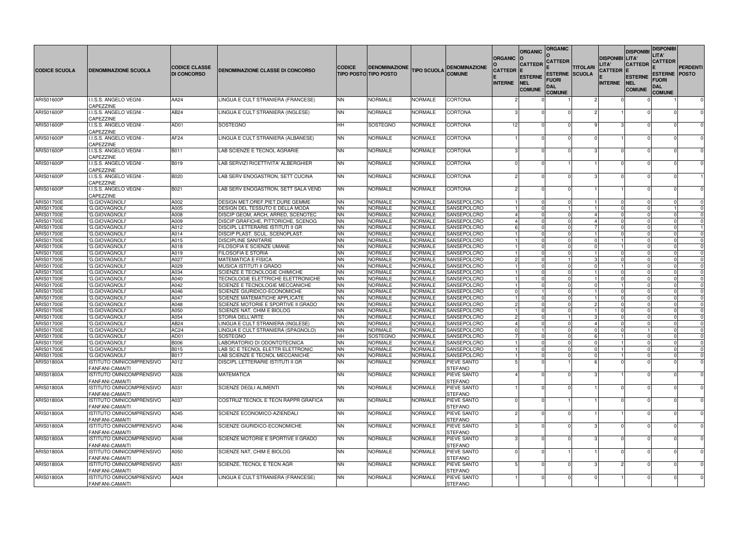| CODICE SCUOLA | DENOMINAZIONE SCUOLA | CODICE CLASSE DI CONCORSO | DENOMINAZIONE CLASSE DI CONCORSO | CODICE TIPO POSTO | DENOMINAZIONE TIPO POSTO | TIPO SCUOLA | DENOMINAZIONE COMUNE | ORGANICO CATTEDRE INTERNE | ORGANICO CATTEDRE ESTERNE NEL COMUNE | ORGANICO CATTEDRE ESTERNE FUORI DAL COMUNE | TITOLARI SCUOLA | DISPONIBILITA' CATTEDRE INTERNE | DISPONIBILITA' CATTEDRE ESTERNE NEL COMUNE | DISPONIBILITA' CATTEDRE ESTERNE FUORI DAL COMUNE | PERDENTI POSTO |
|---|---|---|---|---|---|---|---|---|---|---|---|---|---|---|---|
| ARIS01600P | I.I.S.S. ANGELO VEGNI - CAPEZZINE | AA24 | LINGUA E CULT STRANIERA (FRANCESE) | NN | NORMALE | NORMALE | CORTONA | 2 | 0 | 1 | 2 | 0 | 0 | 1 | 0 |
| ARIS01600P | I.I.S.S. ANGELO VEGNI - CAPEZZINE | AB24 | LINGUA E CULT STRANIERA (INGLESE) | NN | NORMALE | NORMALE | CORTONA | 3 | 0 | 0 | 2 | 1 | 0 | 0 | 0 |
| ARIS01600P | I.I.S.S. ANGELO VEGNI - CAPEZZINE | AD01 | SOSTEGNO | HH | SOSTEGNO | NORMALE | CORTONA | 12 | 0 | 0 | 9 | 3 | 0 | 0 | 0 |
| ARIS01600P | I.I.S.S. ANGELO VEGNI - CAPEZZINE | AF24 | LINGUA E CULT STRANIERA (ALBANESE) | NN | NORMALE | NORMALE | CORTONA | 1 | 0 | 0 | 0 | 1 | 0 | 0 | 0 |
| ARIS01600P | I.I.S.S. ANGELO VEGNI - CAPEZZINE | B011 | LAB SCIENZE E TECNOL AGRARIE | NN | NORMALE | NORMALE | CORTONA | 3 | 0 | 0 | 3 | 0 | 0 | 0 | 0 |
| ARIS01600P | I.I.S.S. ANGELO VEGNI - CAPEZZINE | B019 | LAB SERVIZI RICETTIVITA' ALBERGHIER | NN | NORMALE | NORMALE | CORTONA | 0 | 0 | 1 | 1 | 0 | 0 | 0 | 0 |
| ARIS01600P | I.I.S.S. ANGELO VEGNI - CAPEZZINE | B020 | LAB SERV ENOGASTRON, SETT CUCINA | NN | NORMALE | NORMALE | CORTONA | 2 | 0 | 0 | 3 | 0 | 0 | 0 | 1 |
| ARIS01600P | I.I.S.S. ANGELO VEGNI - CAPEZZINE | B021 | LAB SERV ENOGASTRON, SETT SALA VEND | NN | NORMALE | NORMALE | CORTONA | 2 | 0 | 0 | 1 | 1 | 0 | 0 | 0 |
| ARIS01700E | 'G.GIOVAGNOLI' | A002 | DESIGN MET.OREF.PIET.DURE GEMME | NN | NORMALE | NORMALE | SANSEPOLCRO | 1 | 0 | 0 | 1 | 0 | 0 | 0 | 0 |
| ARIS01700E | 'G.GIOVAGNOLI' | A005 | DESIGN DEL TESSUTO E DELLA MODA | NN | NORMALE | NORMALE | SANSEPOLCRO | 1 | 0 | 1 | 1 | 0 | 0 | 1 | 0 |
| ARIS01700E | 'G.GIOVAGNOLI' | A008 | DISCIP GEOM, ARCH, ARRED, SCENOTEC | NN | NORMALE | NORMALE | SANSEPOLCRO | 4 | 0 | 0 | 4 | 0 | 0 | 0 | 0 |
| ARIS01700E | 'G.GIOVAGNOLI' | A009 | DISCIP GRAFICHE, PITTORICHE, SCENOG | NN | NORMALE | NORMALE | SANSEPOLCRO | 4 | 0 | 0 | 4 | 0 | 0 | 0 | 0 |
| ARIS01700E | 'G.GIOVAGNOLI' | A012 | DISCIPL LETTERARIE ISTITUTI II GR | NN | NORMALE | NORMALE | SANSEPOLCRO | 6 | 0 | 0 | 7 | 0 | 0 | 0 | 1 |
| ARIS01700E | 'G.GIOVAGNOLI' | A014 | DISCIP PLAST. SCUL. SCENOPLAST. | NN | NORMALE | NORMALE | SANSEPOLCRO | 1 | 0 | 0 | 1 | 0 | 0 | 0 | 0 |
| ARIS01700E | 'G.GIOVAGNOLI' | A015 | DISCIPLINE SANITARIE | NN | NORMALE | NORMALE | SANSEPOLCRO | 1 | 0 | 0 | 0 | 1 | 0 | 0 | 0 |
| ARIS01700E | 'G.GIOVAGNOLI' | A018 | FILOSOFIA E SCIENZE UMANE | NN | NORMALE | NORMALE | SANSEPOLCRO | 1 | 0 | 0 | 0 | 1 | 0 | 0 | 0 |
| ARIS01700E | 'G.GIOVAGNOLI' | A019 | FILOSOFIA E STORIA | NN | NORMALE | NORMALE | SANSEPOLCRO | 1 | 0 | 0 | 1 | 0 | 0 | 0 | 0 |
| ARIS01700E | 'G.GIOVAGNOLI' | A027 | MATEMATICA E FISICA | NN | NORMALE | NORMALE | SANSEPOLCRO | 2 | 0 | 1 | 3 | 0 | 0 | 0 | 0 |
| ARIS01700E | 'G.GIOVAGNOLI' | A029 | MUSICA ISTITUTI II GRADO | NN | NORMALE | NORMALE | SANSEPOLCRO | 1 | 0 | 0 | 0 | 1 | 0 | 0 | 0 |
| ARIS01700E | 'G.GIOVAGNOLI' | A034 | SCIENZE E TECNOLOGIE CHIMICHE | NN | NORMALE | NORMALE | SANSEPOLCRO | 1 | 0 | 0 | 1 | 0 | 0 | 0 | 0 |
| ARIS01700E | 'G.GIOVAGNOLI' | A040 | TECNOLOGIE ELETTRICHE ELETTRONICHE | NN | NORMALE | NORMALE | SANSEPOLCRO | 1 | 0 | 0 | 1 | 0 | 0 | 0 | 0 |
| ARIS01700E | 'G.GIOVAGNOLI' | A042 | SCIENZE E TECNOLOGIE MECCANICHE | NN | NORMALE | NORMALE | SANSEPOLCRO | 1 | 0 | 0 | 0 | 1 | 0 | 0 | 0 |
| ARIS01700E | 'G.GIOVAGNOLI' | A046 | SCIENZE GIURIDICO-ECONOMICHE | NN | NORMALE | NORMALE | SANSEPOLCRO | 0 | 1 | 0 | 1 | 0 | 0 | 0 | 0 |
| ARIS01700E | 'G.GIOVAGNOLI' | A047 | SCIENZE MATEMATICHE APPLICATE | NN | NORMALE | NORMALE | SANSEPOLCRO | 1 | 0 | 0 | 1 | 0 | 0 | 0 | 0 |
| ARIS01700E | 'G.GIOVAGNOLI' | A048 | SCIENZE MOTORIE E SPORTIVE II GRADO | NN | NORMALE | NORMALE | SANSEPOLCRO | 2 | 0 | 0 | 2 | 0 | 0 | 0 | 0 |
| ARIS01700E | 'G.GIOVAGNOLI' | A050 | SCIENZE NAT, CHIM E BIOLOG | NN | NORMALE | NORMALE | SANSEPOLCRO | 1 | 0 | 0 | 1 | 0 | 0 | 0 | 0 |
| ARIS01700E | 'G.GIOVAGNOLI' | A054 | STORIA DELL'ARTE | NN | NORMALE | NORMALE | SANSEPOLCRO | 2 | 0 | 1 | 3 | 0 | 0 | 0 | 0 |
| ARIS01700E | 'G.GIOVAGNOLI' | AB24 | LINGUA E CULT STRANIERA (INGLESE) | NN | NORMALE | NORMALE | SANSEPOLCRO | 4 | 0 | 0 | 4 | 0 | 0 | 0 | 0 |
| ARIS01700E | 'G.GIOVAGNOLI' | AC24 | LINGUA E CULT STRANIERA (SPAGNOLO) | NN | NORMALE | NORMALE | SANSEPOLCRO | 0 | 1 | 0 | 0 | 0 | 1 | 0 | 0 |
| ARIS01700E | 'G.GIOVAGNOLI' | AD01 | SOSTEGNO | HH | SOSTEGNO | NORMALE | SANSEPOLCRO | 7 | 0 | 0 | 6 | 1 | 0 | 0 | 0 |
| ARIS01700E | 'G.GIOVAGNOLI' | B006 | LABORATORIO DI ODONTOTECNICA | NN | NORMALE | NORMALE | SANSEPOLCRO | 1 | 0 | 0 | 0 | 1 | 0 | 0 | 0 |
| ARIS01700E | 'G.GIOVAGNOLI' | B015 | LAB SC E TECNOL ELETTR ELETTRONIC | NN | NORMALE | NORMALE | SANSEPOLCRO | 1 | 0 | 0 | 0 | 1 | 0 | 0 | 0 |
| ARIS01700E | 'G.GIOVAGNOLI' | B017 | LAB SCIENZE E TECNOL MECCANICHE | NN | NORMALE | NORMALE | SANSEPOLCRO | 1 | 0 | 0 | 0 | 1 | 0 | 0 | 0 |
| ARIS01800A | ISTITUTO OMNICOMPRENSIVO FANFANI-CAMAITI | A012 | DISCIPL LETTERARIE ISTITUTI II GR | NN | NORMALE | NORMALE | PIEVE SANTO STEFANO | 5 | 0 | 1 | 6 | 0 | 0 | 0 | 0 |
| ARIS01800A | ISTITUTO OMNICOMPRENSIVO FANFANI-CAMAITI | A026 | MATEMATICA | NN | NORMALE | NORMALE | PIEVE SANTO STEFANO | 4 | 0 | 0 | 3 | 1 | 0 | 0 | 0 |
| ARIS01800A | ISTITUTO OMNICOMPRENSIVO FANFANI-CAMAITI | A031 | SCIENZE DEGLI ALIMENTI | NN | NORMALE | NORMALE | PIEVE SANTO STEFANO | 1 | 0 | 0 | 1 | 0 | 0 | 0 | 0 |
| ARIS01800A | ISTITUTO OMNICOMPRENSIVO FANFANI-CAMAITI | A037 | COSTRUZ TECNOL E TECN RAPPR GRAFICA | NN | NORMALE | NORMALE | PIEVE SANTO STEFANO | 0 | 0 | 1 | 1 | 0 | 0 | 0 | 0 |
| ARIS01800A | ISTITUTO OMNICOMPRENSIVO FANFANI-CAMAITI | A045 | SCIENZE ECONOMICO-AZIENDALI | NN | NORMALE | NORMALE | PIEVE SANTO STEFANO | 2 | 0 | 0 | 1 | 1 | 0 | 0 | 0 |
| ARIS01800A | ISTITUTO OMNICOMPRENSIVO FANFANI-CAMAITI | A046 | SCIENZE GIURIDICO-ECONOMICHE | NN | NORMALE | NORMALE | PIEVE SANTO STEFANO | 3 | 0 | 0 | 3 | 0 | 0 | 0 | 0 |
| ARIS01800A | ISTITUTO OMNICOMPRENSIVO FANFANI-CAMAITI | A048 | SCIENZE MOTORIE E SPORTIVE II GRADO | NN | NORMALE | NORMALE | PIEVE SANTO STEFANO | 3 | 0 | 0 | 3 | 0 | 0 | 0 | 0 |
| ARIS01800A | ISTITUTO OMNICOMPRENSIVO FANFANI-CAMAITI | A050 | SCIENZE NAT, CHIM E BIOLOG | NN | NORMALE | NORMALE | PIEVE SANTO STEFANO | 0 | 0 | 1 | 1 | 0 | 0 | 0 | 0 |
| ARIS01800A | ISTITUTO OMNICOMPRENSIVO FANFANI-CAMAITI | A051 | SCIENZE, TECNOL E TECN AGR | NN | NORMALE | NORMALE | PIEVE SANTO STEFANO | 5 | 0 | 0 | 3 | 2 | 0 | 0 | 0 |
| ARIS01800A | ISTITUTO OMNICOMPRENSIVO FANFANI-CAMAITI | AA24 | LINGUA E CULT STRANIERA (FRANCESE) | NN | NORMALE | NORMALE | PIEVE SANTO STEFANO | 1 | 0 | 0 | 0 | 1 | 0 | 0 | 0 |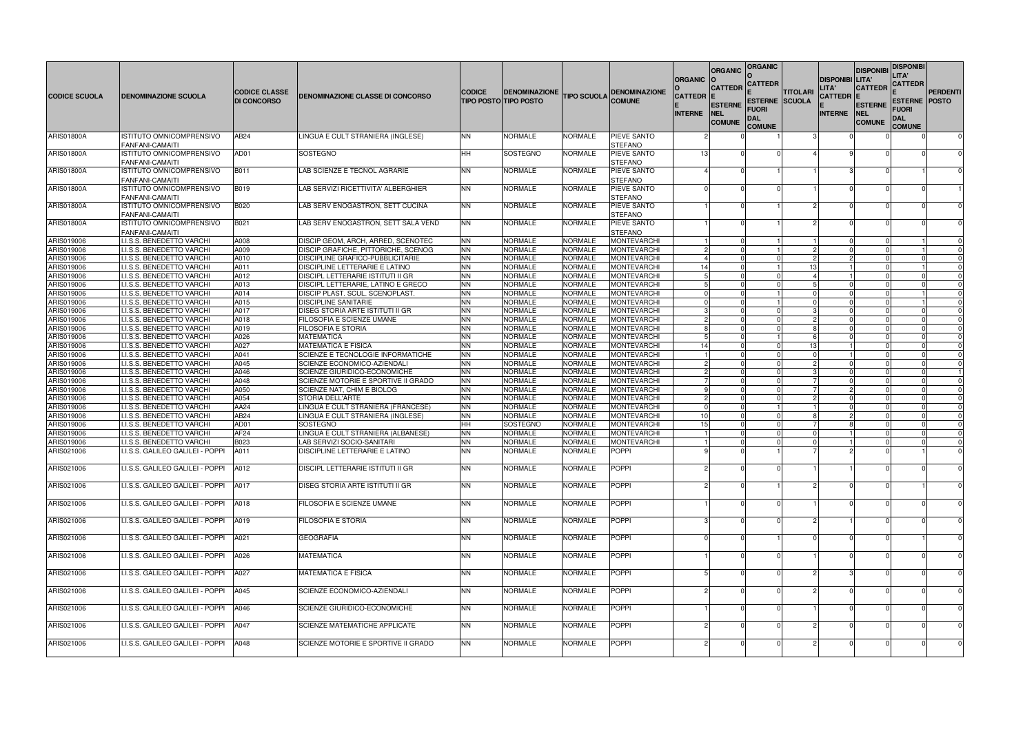| CODICE SCUOLA | DENOMINAZIONE SCUOLA | CODICE CLASSE DI CONCORSO | DENOMINAZIONE CLASSE DI CONCORSO | CODICE TIPO POSTO | DENOMINAZIONE TIPO POSTO | TIPO SCUOLA | DENOMINAZIONE COMUNE | ORGANICO CATTEDRE INTERNE | ORGANICO CATTEDRE ESTERNE NEL COMUNE | ORGANICO CATTEDRE ESTERNE FUORI DAL COMUNE | TITOLARI SCUOLA | DISPONIBILITA' CATTEDRE INTERNE | DISPONIBILITA' CATTEDRE ESTERNE NEL COMUNE | DISPONIBILITA' CATTEDRE ESTERNE FUORI DAL COMUNE | PERDENTI POSTO |
|---|---|---|---|---|---|---|---|---|---|---|---|---|---|---|---|
| ARIS01800A | ISTITUTO OMNICOMPRENSIVO FANFANI-CAMAITI | AB24 | LINGUA E CULT STRANIERA (INGLESE) | NN | NORMALE | NORMALE | PIEVE SANTO STEFANO | 2 | 0 | 1 | 3 | 0 | 0 | 0 | 0 |
| ARIS01800A | ISTITUTO OMNICOMPRENSIVO FANFANI-CAMAITI | AD01 | SOSTEGNO | HH | SOSTEGNO | NORMALE | PIEVE SANTO STEFANO | 13 | 0 | 0 | 4 | 9 | 0 | 0 | 0 |
| ARIS01800A | ISTITUTO OMNICOMPRENSIVO FANFANI-CAMAITI | B011 | LAB SCIENZE E TECNOL AGRARIE | NN | NORMALE | NORMALE | PIEVE SANTO STEFANO | 4 | 0 | 1 | 1 | 3 | 0 | 1 | 0 |
| ARIS01800A | ISTITUTO OMNICOMPRENSIVO FANFANI-CAMAITI | B019 | LAB SERVIZI RICETTIVITA' ALBERGHIER | NN | NORMALE | NORMALE | PIEVE SANTO STEFANO | 0 | 0 | 0 | 1 | 0 | 0 | 0 | 1 |
| ARIS01800A | ISTITUTO OMNICOMPRENSIVO FANFANI-CAMAITI | B020 | LAB SERV ENOGASTRON, SETT CUCINA | NN | NORMALE | NORMALE | PIEVE SANTO STEFANO | 1 | 0 | 1 | 2 | 0 | 0 | 0 | 0 |
| ARIS01800A | ISTITUTO OMNICOMPRENSIVO FANFANI-CAMAITI | B021 | LAB SERV ENOGASTRON, SETT SALA VEND | NN | NORMALE | NORMALE | PIEVE SANTO STEFANO | 1 | 0 | 1 | 2 | 0 | 0 | 0 | 0 |
| ARIS019006 | I.I.S.S. BENEDETTO VARCHI | A008 | DISCIP GEOM, ARCH, ARRED, SCENOTEC | NN | NORMALE | NORMALE | MONTEVARCHI | 1 | 0 | 1 | 1 | 0 | 0 | 1 | 0 |
| ARIS019006 | I.I.S.S. BENEDETTO VARCHI | A009 | DISCIP GRAFICHE, PITTORICHE, SCENOG | NN | NORMALE | NORMALE | MONTEVARCHI | 2 | 0 | 1 | 2 | 0 | 0 | 1 | 0 |
| ARIS019006 | I.I.S.S. BENEDETTO VARCHI | A010 | DISCIPLINE GRAFICO-PUBBLICITARIE | NN | NORMALE | NORMALE | MONTEVARCHI | 4 | 0 | 0 | 2 | 2 | 0 | 0 | 0 |
| ARIS019006 | I.I.S.S. BENEDETTO VARCHI | A011 | DISCIPLINE LETTERARIE E LATINO | NN | NORMALE | NORMALE | MONTEVARCHI | 14 | 0 | 1 | 13 | 1 | 0 | 1 | 0 |
| ARIS019006 | I.I.S.S. BENEDETTO VARCHI | A012 | DISCIPL LETTERARIE ISTITUTI II GR | NN | NORMALE | NORMALE | MONTEVARCHI | 5 | 0 | 0 | 4 | 1 | 0 | 0 | 0 |
| ARIS019006 | I.I.S.S. BENEDETTO VARCHI | A013 | DISCIPL LETTERARIE, LATINO E GRECO | NN | NORMALE | NORMALE | MONTEVARCHI | 5 | 0 | 0 | 5 | 0 | 0 | 0 | 0 |
| ARIS019006 | I.I.S.S. BENEDETTO VARCHI | A014 | DISCIP PLAST. SCUL. SCENOPLAST. | NN | NORMALE | NORMALE | MONTEVARCHI | 0 | 0 | 1 | 0 | 0 | 0 | 1 | 0 |
| ARIS019006 | I.I.S.S. BENEDETTO VARCHI | A015 | DISCIPLINE SANITARIE | NN | NORMALE | NORMALE | MONTEVARCHI | 0 | 0 | 1 | 0 | 0 | 0 | 1 | 0 |
| ARIS019006 | I.I.S.S. BENEDETTO VARCHI | A017 | DISEG STORIA ARTE ISTITUTI II GR | NN | NORMALE | NORMALE | MONTEVARCHI | 3 | 0 | 0 | 3 | 0 | 0 | 0 | 0 |
| ARIS019006 | I.I.S.S. BENEDETTO VARCHI | A018 | FILOSOFIA E SCIENZE UMANE | NN | NORMALE | NORMALE | MONTEVARCHI | 2 | 0 | 0 | 2 | 0 | 0 | 0 | 0 |
| ARIS019006 | I.I.S.S. BENEDETTO VARCHI | A019 | FILOSOFIA E STORIA | NN | NORMALE | NORMALE | MONTEVARCHI | 8 | 0 | 0 | 8 | 0 | 0 | 0 | 0 |
| ARIS019006 | I.I.S.S. BENEDETTO VARCHI | A026 | MATEMATICA | NN | NORMALE | NORMALE | MONTEVARCHI | 5 | 0 | 1 | 6 | 0 | 0 | 0 | 0 |
| ARIS019006 | I.I.S.S. BENEDETTO VARCHI | A027 | MATEMATICA E FISICA | NN | NORMALE | NORMALE | MONTEVARCHI | 14 | 0 | 0 | 13 | 1 | 0 | 0 | 0 |
| ARIS019006 | I.I.S.S. BENEDETTO VARCHI | A041 | SCIENZE E TECNOLOGIE INFORMATICHE | NN | NORMALE | NORMALE | MONTEVARCHI | 1 | 0 | 0 | 0 | 1 | 0 | 0 | 0 |
| ARIS019006 | I.I.S.S. BENEDETTO VARCHI | A045 | SCIENZE ECONOMICO-AZIENDALI | NN | NORMALE | NORMALE | MONTEVARCHI | 2 | 0 | 0 | 2 | 0 | 0 | 0 | 0 |
| ARIS019006 | I.I.S.S. BENEDETTO VARCHI | A046 | SCIENZE GIURIDICO-ECONOMICHE | NN | NORMALE | NORMALE | MONTEVARCHI | 2 | 0 | 0 | 3 | 0 | 0 | 0 | 1 |
| ARIS019006 | I.I.S.S. BENEDETTO VARCHI | A048 | SCIENZE MOTORIE E SPORTIVE II GRADO | NN | NORMALE | NORMALE | MONTEVARCHI | 7 | 0 | 0 | 7 | 0 | 0 | 0 | 0 |
| ARIS019006 | I.I.S.S. BENEDETTO VARCHI | A050 | SCIENZE NAT, CHIM E BIOLOG | NN | NORMALE | NORMALE | MONTEVARCHI | 9 | 0 | 0 | 7 | 2 | 0 | 0 | 0 |
| ARIS019006 | I.I.S.S. BENEDETTO VARCHI | A054 | STORIA DELL'ARTE | NN | NORMALE | NORMALE | MONTEVARCHI | 2 | 0 | 0 | 2 | 0 | 0 | 0 | 0 |
| ARIS019006 | I.I.S.S. BENEDETTO VARCHI | AA24 | LINGUA E CULT STRANIERA (FRANCESE) | NN | NORMALE | NORMALE | MONTEVARCHI | 0 | 0 | 1 | 1 | 0 | 0 | 0 | 0 |
| ARIS019006 | I.I.S.S. BENEDETTO VARCHI | AB24 | LINGUA E CULT STRANIERA (INGLESE) | NN | NORMALE | NORMALE | MONTEVARCHI | 10 | 0 | 0 | 8 | 2 | 0 | 0 | 0 |
| ARIS019006 | I.I.S.S. BENEDETTO VARCHI | AD01 | SOSTEGNO | HH | SOSTEGNO | NORMALE | MONTEVARCHI | 15 | 0 | 0 | 7 | 8 | 0 | 0 | 0 |
| ARIS019006 | I.I.S.S. BENEDETTO VARCHI | AF24 | LINGUA E CULT STRANIERA (ALBANESE) | NN | NORMALE | NORMALE | MONTEVARCHI | 1 | 0 | 0 | 0 | 1 | 0 | 0 | 0 |
| ARIS019006 | I.I.S.S. BENEDETTO VARCHI | B023 | LAB SERVIZI SOCIO-SANITARI | NN | NORMALE | NORMALE | MONTEVARCHI | 1 | 0 | 0 | 0 | 1 | 0 | 0 | 0 |
| ARIS021006 | I.I.S.S. GALILEO GALILEI - POPPI | A011 | DISCIPLINE LETTERARIE E LATINO | NN | NORMALE | NORMALE | POPPI | 9 | 0 | 1 | 7 | 2 | 0 | 1 | 0 |
| ARIS021006 | I.I.S.S. GALILEO GALILEI - POPPI | A012 | DISCIPL LETTERARIE ISTITUTI II GR | NN | NORMALE | NORMALE | POPPI | 2 | 0 | 0 | 1 | 1 | 0 | 0 | 0 |
| ARIS021006 | I.I.S.S. GALILEO GALILEI - POPPI | A017 | DISEG STORIA ARTE ISTITUTI II GR | NN | NORMALE | NORMALE | POPPI | 2 | 0 | 1 | 2 | 0 | 0 | 1 | 0 |
| ARIS021006 | I.I.S.S. GALILEO GALILEI - POPPI | A018 | FILOSOFIA E SCIENZE UMANE | NN | NORMALE | NORMALE | POPPI | 1 | 0 | 0 | 1 | 0 | 0 | 0 | 0 |
| ARIS021006 | I.I.S.S. GALILEO GALILEI - POPPI | A019 | FILOSOFIA E STORIA | NN | NORMALE | NORMALE | POPPI | 3 | 0 | 0 | 2 | 1 | 0 | 0 | 0 |
| ARIS021006 | I.I.S.S. GALILEO GALILEI - POPPI | A021 | GEOGRAFIA | NN | NORMALE | NORMALE | POPPI | 0 | 0 | 1 | 0 | 0 | 0 | 1 | 0 |
| ARIS021006 | I.I.S.S. GALILEO GALILEI - POPPI | A026 | MATEMATICA | NN | NORMALE | NORMALE | POPPI | 1 | 0 | 0 | 1 | 0 | 0 | 0 | 0 |
| ARIS021006 | I.I.S.S. GALILEO GALILEI - POPPI | A027 | MATEMATICA E FISICA | NN | NORMALE | NORMALE | POPPI | 5 | 0 | 0 | 2 | 3 | 0 | 0 | 0 |
| ARIS021006 | I.I.S.S. GALILEO GALILEI - POPPI | A045 | SCIENZE ECONOMICO-AZIENDALI | NN | NORMALE | NORMALE | POPPI | 2 | 0 | 0 | 2 | 0 | 0 | 0 | 0 |
| ARIS021006 | I.I.S.S. GALILEO GALILEI - POPPI | A046 | SCIENZE GIURIDICO-ECONOMICHE | NN | NORMALE | NORMALE | POPPI | 1 | 0 | 0 | 1 | 0 | 0 | 0 | 0 |
| ARIS021006 | I.I.S.S. GALILEO GALILEI - POPPI | A047 | SCIENZE MATEMATICHE APPLICATE | NN | NORMALE | NORMALE | POPPI | 2 | 0 | 0 | 2 | 0 | 0 | 0 | 0 |
| ARIS021006 | I.I.S.S. GALILEO GALILEI - POPPI | A048 | SCIENZE MOTORIE E SPORTIVE II GRADO | NN | NORMALE | NORMALE | POPPI | 2 | 0 | 0 | 2 | 0 | 0 | 0 | 0 |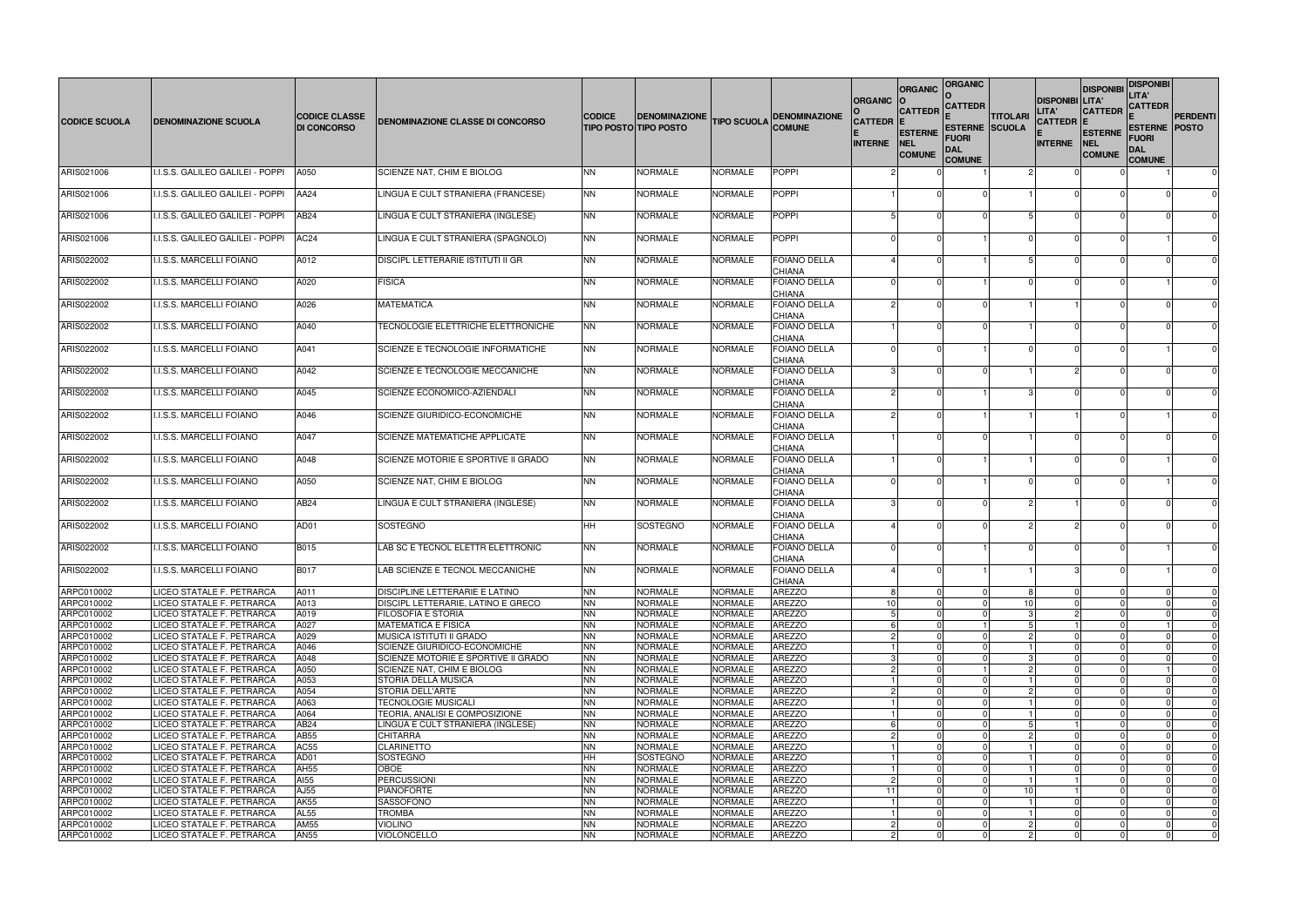| CODICE SCUOLA | DENOMINAZIONE SCUOLA | CODICE CLASSE DI CONCORSO | DENOMINAZIONE CLASSE DI CONCORSO | CODICE TIPO POSTO | DENOMINAZIONE TIPO POSTO | TIPO SCUOLA | DENOMINAZIONE COMUNE | ORGANICO CATTEDRE INTERNE | ORGANICO CATTEDRE ESTERNE NEL COMUNE | ORGANICO CATTEDRE ESTERNE FUORI DAL COMUNE | TITOLARI SCUOLA | DISPONIBILITA' CATTEDRE INTERNE | DISPONIBILITA' CATTEDRE ESTERNE NEL COMUNE | DISPONIBILITA' CATTEDRE ESTERNE FUORI DAL COMUNE | PERDENTI POSTO |
|---|---|---|---|---|---|---|---|---|---|---|---|---|---|---|---|
| ARIS021006 | I.I.S.S. GALILEO GALILEI - POPPI | A050 | SCIENZE NAT, CHIM E BIOLOG | NN | NORMALE | NORMALE | POPPI | 2 | 0 | 1 | 2 | 0 | 0 | 1 | 0 |
| ARIS021006 | I.I.S.S. GALILEO GALILEI - POPPI | AA24 | LINGUA E CULT STRANIERA (FRANCESE) | NN | NORMALE | NORMALE | POPPI | 1 | 0 | 0 | 1 | 0 | 0 | 0 | 0 |
| ARIS021006 | I.I.S.S. GALILEO GALILEI - POPPI | AB24 | LINGUA E CULT STRANIERA (INGLESE) | NN | NORMALE | NORMALE | POPPI | 5 | 0 | 0 | 5 | 0 | 0 | 0 | 0 |
| ARIS021006 | I.I.S.S. GALILEO GALILEI - POPPI | AC24 | LINGUA E CULT STRANIERA (SPAGNOLO) | NN | NORMALE | NORMALE | POPPI | 0 | 0 | 1 | 0 | 0 | 0 | 1 | 0 |
| ARIS022002 | I.I.S.S. MARCELLI FOIANO | A012 | DISCIPL LETTERARIE ISTITUTI II GR | NN | NORMALE | NORMALE | FOIANO DELLA CHIANA | 4 | 0 | 1 | 5 | 0 | 0 | 0 | 0 |
| ARIS022002 | I.I.S.S. MARCELLI FOIANO | A020 | FISICA | NN | NORMALE | NORMALE | FOIANO DELLA CHIANA | 0 | 0 | 1 | 0 | 0 | 0 | 1 | 0 |
| ARIS022002 | I.I.S.S. MARCELLI FOIANO | A026 | MATEMATICA | NN | NORMALE | NORMALE | FOIANO DELLA CHIANA | 2 | 0 | 0 | 1 | 1 | 0 | 0 | 0 |
| ARIS022002 | I.I.S.S. MARCELLI FOIANO | A040 | TECNOLOGIE ELETTRICHE ELETTRONICHE | NN | NORMALE | NORMALE | FOIANO DELLA CHIANA | 1 | 0 | 0 | 1 | 0 | 0 | 0 | 0 |
| ARIS022002 | I.I.S.S. MARCELLI FOIANO | A041 | SCIENZE E TECNOLOGIE INFORMATICHE | NN | NORMALE | NORMALE | FOIANO DELLA CHIANA | 0 | 0 | 1 | 0 | 0 | 0 | 1 | 0 |
| ARIS022002 | I.I.S.S. MARCELLI FOIANO | A042 | SCIENZE E TECNOLOGIE MECCANICHE | NN | NORMALE | NORMALE | FOIANO DELLA CHIANA | 3 | 0 | 0 | 1 | 2 | 0 | 0 | 0 |
| ARIS022002 | I.I.S.S. MARCELLI FOIANO | A045 | SCIENZE ECONOMICO-AZIENDALI | NN | NORMALE | NORMALE | FOIANO DELLA CHIANA | 2 | 0 | 1 | 3 | 0 | 0 | 0 | 0 |
| ARIS022002 | I.I.S.S. MARCELLI FOIANO | A046 | SCIENZE GIURIDICO-ECONOMICHE | NN | NORMALE | NORMALE | FOIANO DELLA CHIANA | 2 | 0 | 1 | 1 | 1 | 0 | 1 | 0 |
| ARIS022002 | I.I.S.S. MARCELLI FOIANO | A047 | SCIENZE MATEMATICHE APPLICATE | NN | NORMALE | NORMALE | FOIANO DELLA CHIANA | 1 | 0 | 0 | 1 | 0 | 0 | 0 | 0 |
| ARIS022002 | I.I.S.S. MARCELLI FOIANO | A048 | SCIENZE MOTORIE E SPORTIVE II GRADO | NN | NORMALE | NORMALE | FOIANO DELLA CHIANA | 1 | 0 | 1 | 1 | 0 | 0 | 1 | 0 |
| ARIS022002 | I.I.S.S. MARCELLI FOIANO | A050 | SCIENZE NAT, CHIM E BIOLOG | NN | NORMALE | NORMALE | FOIANO DELLA CHIANA | 0 | 0 | 1 | 0 | 0 | 0 | 1 | 0 |
| ARIS022002 | I.I.S.S. MARCELLI FOIANO | AB24 | LINGUA E CULT STRANIERA (INGLESE) | NN | NORMALE | NORMALE | FOIANO DELLA CHIANA | 3 | 0 | 0 | 2 | 1 | 0 | 0 | 0 |
| ARIS022002 | I.I.S.S. MARCELLI FOIANO | AD01 | SOSTEGNO | HH | SOSTEGNO | NORMALE | FOIANO DELLA CHIANA | 4 | 0 | 0 | 2 | 2 | 0 | 0 | 0 |
| ARIS022002 | I.I.S.S. MARCELLI FOIANO | B015 | LAB SC E TECNOL ELETTR ELETTRONIC | NN | NORMALE | NORMALE | FOIANO DELLA CHIANA | 0 | 0 | 1 | 0 | 0 | 0 | 1 | 0 |
| ARIS022002 | I.I.S.S. MARCELLI FOIANO | B017 | LAB SCIENZE E TECNOL MECCANICHE | NN | NORMALE | NORMALE | FOIANO DELLA CHIANA | 4 | 0 | 1 | 1 | 3 | 0 | 1 | 0 |
| ARPC010002 | LICEO STATALE F. PETRARCA | A011 | DISCIPLINE LETTERARIE E LATINO | NN | NORMALE | NORMALE | AREZZO | 8 | 0 | 0 | 8 | 0 | 0 | 0 | 0 |
| ARPC010002 | LICEO STATALE F. PETRARCA | A013 | DISCIPL LETTERARIE, LATINO E GRECO | NN | NORMALE | NORMALE | AREZZO | 10 | 0 | 0 | 10 | 0 | 0 | 0 | 0 |
| ARPC010002 | LICEO STATALE F. PETRARCA | A019 | FILOSOFIA E STORIA | NN | NORMALE | NORMALE | AREZZO | 5 | 0 | 0 | 3 | 2 | 0 | 0 | 0 |
| ARPC010002 | LICEO STATALE F. PETRARCA | A027 | MATEMATICA E FISICA | NN | NORMALE | NORMALE | AREZZO | 6 | 0 | 1 | 5 | 1 | 0 | 1 | 0 |
| ARPC010002 | LICEO STATALE F. PETRARCA | A029 | MUSICA ISTITUTI II GRADO | NN | NORMALE | NORMALE | AREZZO | 2 | 0 | 0 | 2 | 0 | 0 | 0 | 0 |
| ARPC010002 | LICEO STATALE F. PETRARCA | A046 | SCIENZE GIURIDICO-ECONOMICHE | NN | NORMALE | NORMALE | AREZZO | 1 | 0 | 0 | 1 | 0 | 0 | 0 | 0 |
| ARPC010002 | LICEO STATALE F. PETRARCA | A048 | SCIENZE MOTORIE E SPORTIVE II GRADO | NN | NORMALE | NORMALE | AREZZO | 3 | 0 | 0 | 3 | 0 | 0 | 0 | 0 |
| ARPC010002 | LICEO STATALE F. PETRARCA | A050 | SCIENZE NAT, CHIM E BIOLOG | NN | NORMALE | NORMALE | AREZZO | 2 | 0 | 1 | 2 | 0 | 0 | 1 | 0 |
| ARPC010002 | LICEO STATALE F. PETRARCA | A053 | STORIA DELLA MUSICA | NN | NORMALE | NORMALE | AREZZO | 1 | 0 | 0 | 1 | 0 | 0 | 0 | 0 |
| ARPC010002 | LICEO STATALE F. PETRARCA | A054 | STORIA DELL'ARTE | NN | NORMALE | NORMALE | AREZZO | 2 | 0 | 0 | 2 | 0 | 0 | 0 | 0 |
| ARPC010002 | LICEO STATALE F. PETRARCA | A063 | TECNOLOGIE MUSICALI | NN | NORMALE | NORMALE | AREZZO | 1 | 0 | 0 | 1 | 0 | 0 | 0 | 0 |
| ARPC010002 | LICEO STATALE F. PETRARCA | A064 | TEORIA, ANALISI E COMPOSIZIONE | NN | NORMALE | NORMALE | AREZZO | 1 | 0 | 0 | 1 | 0 | 0 | 0 | 0 |
| ARPC010002 | LICEO STATALE F. PETRARCA | AB24 | LINGUA E CULT STRANIERA (INGLESE) | NN | NORMALE | NORMALE | AREZZO | 6 | 0 | 0 | 5 | 1 | 0 | 0 | 0 |
| ARPC010002 | LICEO STATALE F. PETRARCA | AB55 | CHITARRA | NN | NORMALE | NORMALE | AREZZO | 2 | 0 | 0 | 2 | 0 | 0 | 0 | 0 |
| ARPC010002 | LICEO STATALE F. PETRARCA | AC55 | CLARINETTO | NN | NORMALE | NORMALE | AREZZO | 1 | 0 | 0 | 1 | 0 | 0 | 0 | 0 |
| ARPC010002 | LICEO STATALE F. PETRARCA | AD01 | SOSTEGNO | HH | SOSTEGNO | NORMALE | AREZZO | 1 | 0 | 0 | 1 | 0 | 0 | 0 | 0 |
| ARPC010002 | LICEO STATALE F. PETRARCA | AH55 | OBOE | NN | NORMALE | NORMALE | AREZZO | 1 | 0 | 0 | 1 | 0 | 0 | 0 | 0 |
| ARPC010002 | LICEO STATALE F. PETRARCA | AI55 | PERCUSSIONI | NN | NORMALE | NORMALE | AREZZO | 2 | 0 | 0 | 1 | 1 | 0 | 0 | 0 |
| ARPC010002 | LICEO STATALE F. PETRARCA | AJ55 | PIANOFORTE | NN | NORMALE | NORMALE | AREZZO | 11 | 0 | 0 | 10 | 1 | 0 | 0 | 0 |
| ARPC010002 | LICEO STATALE F. PETRARCA | AK55 | SASSOFONO | NN | NORMALE | NORMALE | AREZZO | 1 | 0 | 0 | 1 | 0 | 0 | 0 | 0 |
| ARPC010002 | LICEO STATALE F. PETRARCA | AL55 | TROMBA | NN | NORMALE | NORMALE | AREZZO | 1 | 0 | 0 | 1 | 0 | 0 | 0 | 0 |
| ARPC010002 | LICEO STATALE F. PETRARCA | AM55 | VIOLINO | NN | NORMALE | NORMALE | AREZZO | 2 | 0 | 0 | 2 | 0 | 0 | 0 | 0 |
| ARPC010002 | LICEO STATALE F. PETRARCA | AN55 | VIOLONCELLO | NN | NORMALE | NORMALE | AREZZO | 2 | 0 | 0 | 2 | 0 | 0 | 0 | 0 |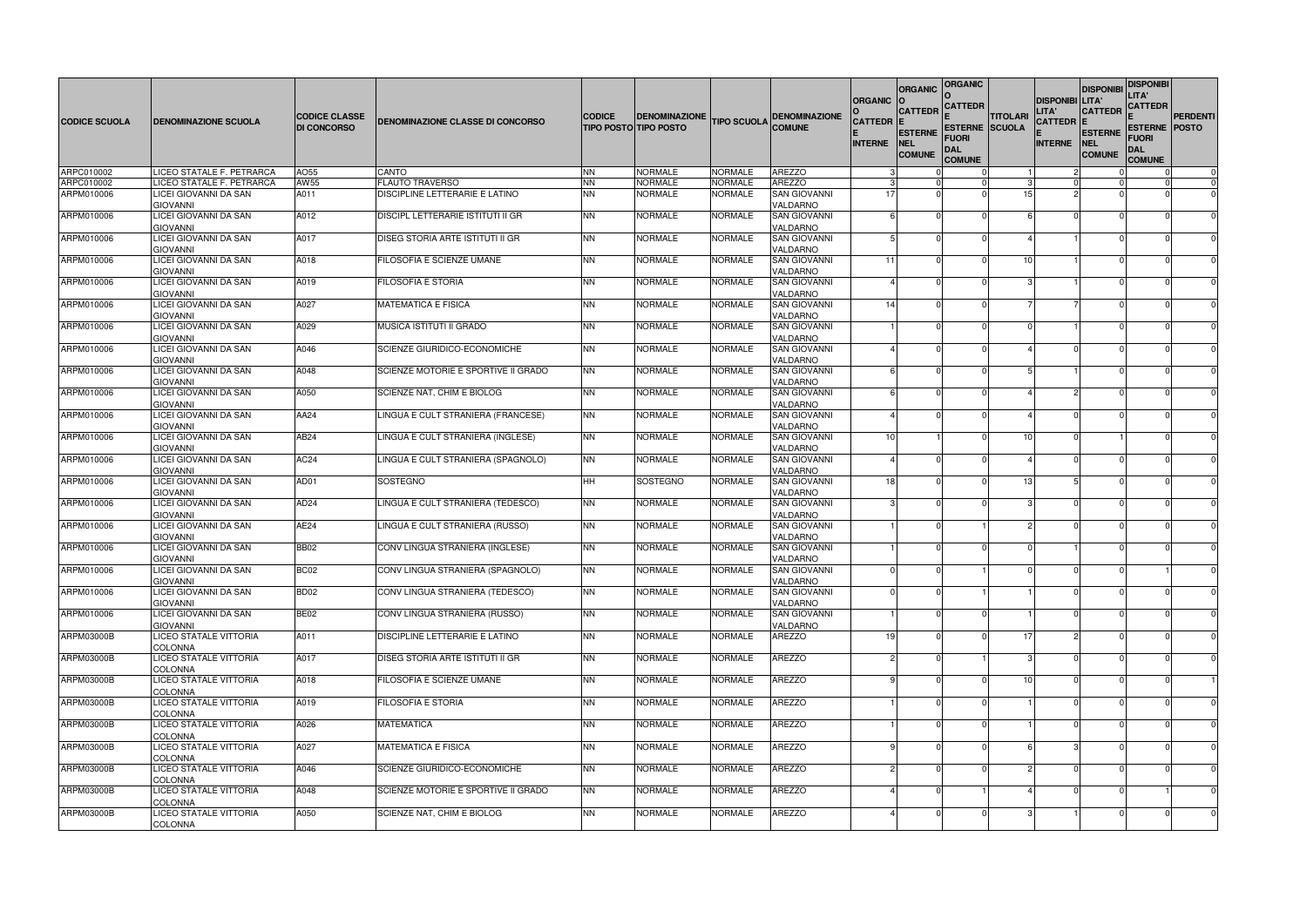| CODICE SCUOLA | DENOMINAZIONE SCUOLA | CODICE CLASSE DI CONCORSO | DENOMINAZIONE CLASSE DI CONCORSO | CODICE TIPO POSTO | DENOMINAZIONE TIPO POSTO | TIPO SCUOLA | DENOMINAZIONE COMUNE | ORGANICO CATTEDRE INTERNE | ORGANICO CATTEDRE ESTERNE NEL COMUNE | ORGANICO CATTEDRE ESTERNE FUORI DAL COMUNE | TITOLARI SCUOLA | DISPONIBILITA' CATTEDRE INTERNE | DISPONIBILITA' CATTEDRE ESTERNE NEL COMUNE | DISPONIBILITA' CATTEDRE ESTERNE FUORI DAL COMUNE | PERDENTI POSTO |
|---|---|---|---|---|---|---|---|---|---|---|---|---|---|---|---|
| ARPC010002 | LICEO STATALE F. PETRARCA | AO55 | CANTO | NN | NORMALE | NORMALE | AREZZO | 3 | 0 | 0 | 1 | 2 | 0 | 0 | 0 |
| ARPC010002 | LICEO STATALE F. PETRARCA | AW55 | FLAUTO TRAVERSO | NN | NORMALE | NORMALE | AREZZO | 3 | 0 | 0 | 3 | 0 | 0 | 0 | 0 |
| ARPM010006 | LICEI GIOVANNI DA SAN GIOVANNI | A011 | DISCIPLINE LETTERARIE E LATINO | NN | NORMALE | NORMALE | SAN GIOVANNI VALDARNO | 17 | 0 | 0 | 15 | 2 | 0 | 0 | 0 |
| ARPM010006 | LICEI GIOVANNI DA SAN GIOVANNI | A012 | DISCIPL LETTERARIE ISTITUTI II GR | NN | NORMALE | NORMALE | SAN GIOVANNI VALDARNO | 6 | 0 | 0 | 6 | 0 | 0 | 0 | 0 |
| ARPM010006 | LICEI GIOVANNI DA SAN GIOVANNI | A017 | DISEG STORIA ARTE ISTITUTI II GR | NN | NORMALE | NORMALE | SAN GIOVANNI VALDARNO | 5 | 0 | 0 | 4 | 1 | 0 | 0 | 0 |
| ARPM010006 | LICEI GIOVANNI DA SAN GIOVANNI | A018 | FILOSOFIA E SCIENZE UMANE | NN | NORMALE | NORMALE | SAN GIOVANNI VALDARNO | 11 | 0 | 0 | 10 | 1 | 0 | 0 | 0 |
| ARPM010006 | LICEI GIOVANNI DA SAN GIOVANNI | A019 | FILOSOFIA E STORIA | NN | NORMALE | NORMALE | SAN GIOVANNI VALDARNO | 4 | 0 | 0 | 3 | 1 | 0 | 0 | 0 |
| ARPM010006 | LICEI GIOVANNI DA SAN GIOVANNI | A027 | MATEMATICA E FISICA | NN | NORMALE | NORMALE | SAN GIOVANNI VALDARNO | 14 | 0 | 0 | 7 | 7 | 0 | 0 | 0 |
| ARPM010006 | LICEI GIOVANNI DA SAN GIOVANNI | A029 | MUSICA ISTITUTI II GRADO | NN | NORMALE | NORMALE | SAN GIOVANNI VALDARNO | 1 | 0 | 0 | 0 | 1 | 0 | 0 | 0 |
| ARPM010006 | LICEI GIOVANNI DA SAN GIOVANNI | A046 | SCIENZE GIURIDICO-ECONOMICHE | NN | NORMALE | NORMALE | SAN GIOVANNI VALDARNO | 4 | 0 | 0 | 4 | 0 | 0 | 0 | 0 |
| ARPM010006 | LICEI GIOVANNI DA SAN GIOVANNI | A048 | SCIENZE MOTORIE E SPORTIVE II GRADO | NN | NORMALE | NORMALE | SAN GIOVANNI VALDARNO | 6 | 0 | 0 | 5 | 1 | 0 | 0 | 0 |
| ARPM010006 | LICEI GIOVANNI DA SAN GIOVANNI | A050 | SCIENZE NAT, CHIM E BIOLOG | NN | NORMALE | NORMALE | SAN GIOVANNI VALDARNO | 6 | 0 | 0 | 4 | 2 | 0 | 0 | 0 |
| ARPM010006 | LICEI GIOVANNI DA SAN GIOVANNI | AA24 | LINGUA E CULT STRANIERA (FRANCESE) | NN | NORMALE | NORMALE | SAN GIOVANNI VALDARNO | 4 | 0 | 0 | 4 | 0 | 0 | 0 | 0 |
| ARPM010006 | LICEI GIOVANNI DA SAN GIOVANNI | AB24 | LINGUA E CULT STRANIERA (INGLESE) | NN | NORMALE | NORMALE | SAN GIOVANNI VALDARNO | 10 | 1 | 0 | 10 | 0 | 1 | 0 | 0 |
| ARPM010006 | LICEI GIOVANNI DA SAN GIOVANNI | AC24 | LINGUA E CULT STRANIERA (SPAGNOLO) | NN | NORMALE | NORMALE | SAN GIOVANNI VALDARNO | 4 | 0 | 0 | 4 | 0 | 0 | 0 | 0 |
| ARPM010006 | LICEI GIOVANNI DA SAN GIOVANNI | AD01 | SOSTEGNO | HH | SOSTEGNO | NORMALE | SAN GIOVANNI VALDARNO | 18 | 0 | 0 | 13 | 5 | 0 | 0 | 0 |
| ARPM010006 | LICEI GIOVANNI DA SAN GIOVANNI | AD24 | LINGUA E CULT STRANIERA (TEDESCO) | NN | NORMALE | NORMALE | SAN GIOVANNI VALDARNO | 3 | 0 | 0 | 3 | 0 | 0 | 0 | 0 |
| ARPM010006 | LICEI GIOVANNI DA SAN GIOVANNI | AE24 | LINGUA E CULT STRANIERA (RUSSO) | NN | NORMALE | NORMALE | SAN GIOVANNI VALDARNO | 1 | 0 | 1 | 2 | 0 | 0 | 0 | 0 |
| ARPM010006 | LICEI GIOVANNI DA SAN GIOVANNI | BB02 | CONV LINGUA STRANIERA (INGLESE) | NN | NORMALE | NORMALE | SAN GIOVANNI VALDARNO | 1 | 0 | 0 | 0 | 1 | 0 | 0 | 0 |
| ARPM010006 | LICEI GIOVANNI DA SAN GIOVANNI | BC02 | CONV LINGUA STRANIERA (SPAGNOLO) | NN | NORMALE | NORMALE | SAN GIOVANNI VALDARNO | 0 | 0 | 1 | 0 | 0 | 0 | 1 | 0 |
| ARPM010006 | LICEI GIOVANNI DA SAN GIOVANNI | BD02 | CONV LINGUA STRANIERA (TEDESCO) | NN | NORMALE | NORMALE | SAN GIOVANNI VALDARNO | 0 | 0 | 1 | 1 | 0 | 0 | 0 | 0 |
| ARPM010006 | LICEI GIOVANNI DA SAN GIOVANNI | BE02 | CONV LINGUA STRANIERA (RUSSO) | NN | NORMALE | NORMALE | SAN GIOVANNI VALDARNO | 1 | 0 | 0 | 1 | 0 | 0 | 0 | 0 |
| ARPM03000B | LICEO STATALE VITTORIA COLONNA | A011 | DISCIPLINE LETTERARIE E LATINO | NN | NORMALE | NORMALE | AREZZO | 19 | 0 | 0 | 17 | 2 | 0 | 0 | 0 |
| ARPM03000B | LICEO STATALE VITTORIA COLONNA | A017 | DISEG STORIA ARTE ISTITUTI II GR | NN | NORMALE | NORMALE | AREZZO | 2 | 0 | 1 | 3 | 0 | 0 | 0 | 0 |
| ARPM03000B | LICEO STATALE VITTORIA COLONNA | A018 | FILOSOFIA E SCIENZE UMANE | NN | NORMALE | NORMALE | AREZZO | 9 | 0 | 0 | 10 | 0 | 0 | 0 | 1 |
| ARPM03000B | LICEO STATALE VITTORIA COLONNA | A019 | FILOSOFIA E STORIA | NN | NORMALE | NORMALE | AREZZO | 1 | 0 | 0 | 1 | 0 | 0 | 0 | 0 |
| ARPM03000B | LICEO STATALE VITTORIA COLONNA | A026 | MATEMATICA | NN | NORMALE | NORMALE | AREZZO | 1 | 0 | 0 | 1 | 0 | 0 | 0 | 0 |
| ARPM03000B | LICEO STATALE VITTORIA COLONNA | A027 | MATEMATICA E FISICA | NN | NORMALE | NORMALE | AREZZO | 9 | 0 | 0 | 6 | 3 | 0 | 0 | 0 |
| ARPM03000B | LICEO STATALE VITTORIA COLONNA | A046 | SCIENZE GIURIDICO-ECONOMICHE | NN | NORMALE | NORMALE | AREZZO | 2 | 0 | 0 | 2 | 0 | 0 | 0 | 0 |
| ARPM03000B | LICEO STATALE VITTORIA COLONNA | A048 | SCIENZE MOTORIE E SPORTIVE II GRADO | NN | NORMALE | NORMALE | AREZZO | 4 | 0 | 1 | 4 | 0 | 0 | 1 | 0 |
| ARPM03000B | LICEO STATALE VITTORIA COLONNA | A050 | SCIENZE NAT, CHIM E BIOLOG | NN | NORMALE | NORMALE | AREZZO | 4 | 0 | 0 | 3 | 1 | 0 | 0 | 0 |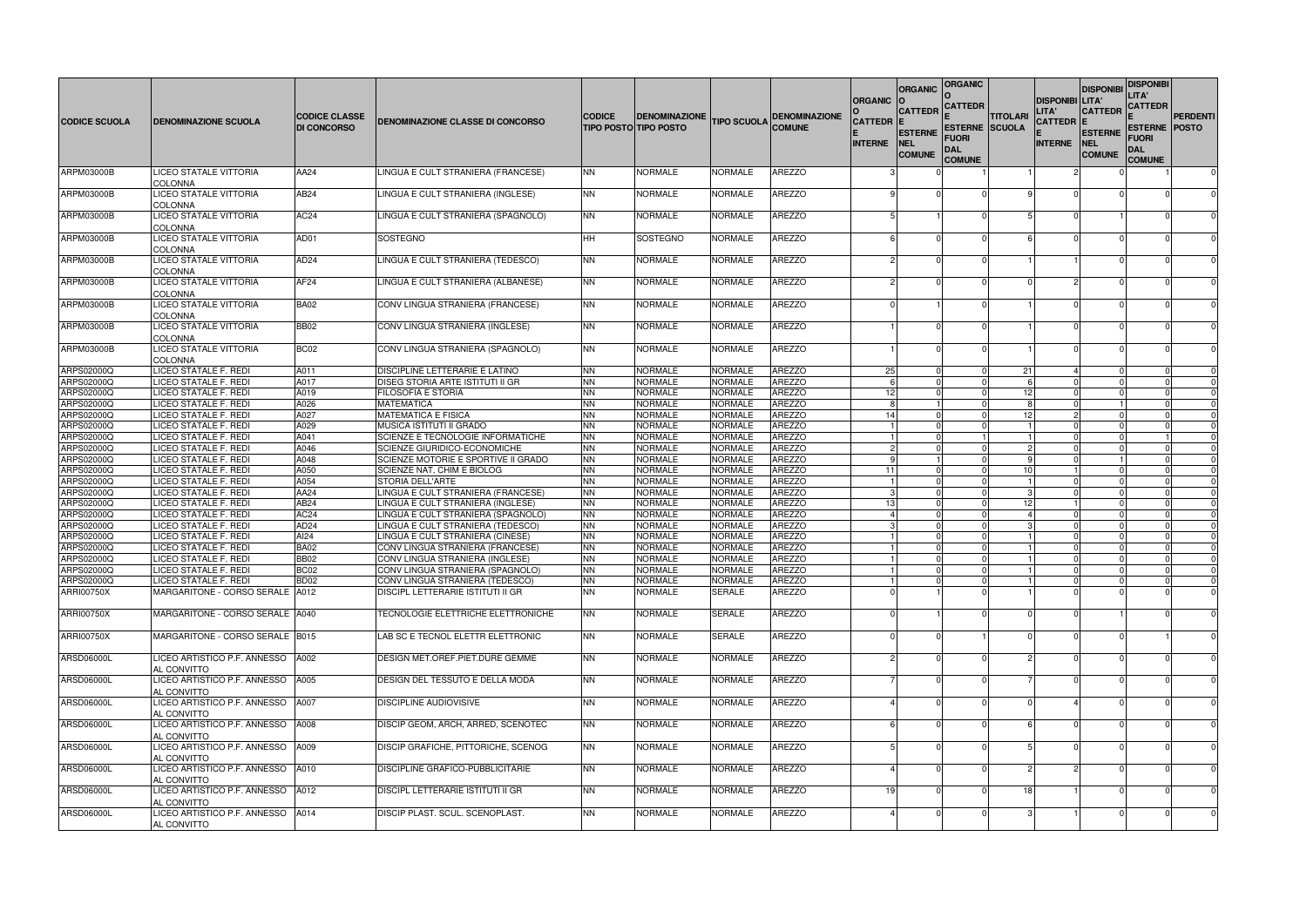| CODICE SCUOLA | DENOMINAZIONE SCUOLA | CODICE CLASSE DI CONCORSO | DENOMINAZIONE CLASSE DI CONCORSO | CODICE TIPO POSTO | DENOMINAZIONE TIPO POSTO | TIPO SCUOLA | DENOMINAZIONE COMUNE | ORGANICO CATTEDRE INTERNE | ORGANICO CATTEDRE ESTERNE NEL COMUNE | ORGANICO CATTEDRE ESTERNE FUORI DAL COMUNE | TITOLARI SCUOLA | DISPONIBILITA' CATTEDRE INTERNE | DISPONIBILITA' CATTEDRE ESTERNE NEL COMUNE | DISPONIBILITA' CATTEDRE ESTERNE FUORI DAL COMUNE | PERDENTI POSTO |
|---|---|---|---|---|---|---|---|---|---|---|---|---|---|---|---|
| ARPM03000B | LICEO STATALE VITTORIA COLONNA | AA24 | LINGUA E CULT STRANIERA (FRANCESE) | NN | NORMALE | NORMALE | AREZZO | 3 | 0 | 1 | 1 | 2 | 0 | 1 | 0 |
| ARPM03000B | LICEO STATALE VITTORIA COLONNA | AB24 | LINGUA E CULT STRANIERA (INGLESE) | NN | NORMALE | NORMALE | AREZZO | 9 | 0 | 0 | 9 | 0 | 0 | 0 | 0 |
| ARPM03000B | LICEO STATALE VITTORIA COLONNA | AC24 | LINGUA E CULT STRANIERA (SPAGNOLO) | NN | NORMALE | NORMALE | AREZZO | 5 | 1 | 0 | 5 | 0 | 1 | 0 | 0 |
| ARPM03000B | LICEO STATALE VITTORIA COLONNA | AD01 | SOSTEGNO | HH | SOSTEGNO | NORMALE | AREZZO | 6 | 0 | 0 | 6 | 0 | 0 | 0 | 0 |
| ARPM03000B | LICEO STATALE VITTORIA COLONNA | AD24 | LINGUA E CULT STRANIERA (TEDESCO) | NN | NORMALE | NORMALE | AREZZO | 2 | 0 | 0 | 1 | 1 | 0 | 0 | 0 |
| ARPM03000B | LICEO STATALE VITTORIA COLONNA | AF24 | LINGUA E CULT STRANIERA (ALBANESE) | NN | NORMALE | NORMALE | AREZZO | 2 | 0 | 0 | 0 | 2 | 0 | 0 | 0 |
| ARPM03000B | LICEO STATALE VITTORIA COLONNA | BA02 | CONV LINGUA STRANIERA (FRANCESE) | NN | NORMALE | NORMALE | AREZZO | 0 | 1 | 0 | 1 | 0 | 0 | 0 | 0 |
| ARPM03000B | LICEO STATALE VITTORIA COLONNA | BB02 | CONV LINGUA STRANIERA (INGLESE) | NN | NORMALE | NORMALE | AREZZO | 1 | 0 | 0 | 1 | 0 | 0 | 0 | 0 |
| ARPM03000B | LICEO STATALE VITTORIA COLONNA | BC02 | CONV LINGUA STRANIERA (SPAGNOLO) | NN | NORMALE | NORMALE | AREZZO | 1 | 0 | 0 | 1 | 0 | 0 | 0 | 0 |
| ARPS02000Q | LICEO STATALE F. REDI | A011 | DISCIPLINE LETTERARIE E LATINO | NN | NORMALE | NORMALE | AREZZO | 25 | 0 | 0 | 21 | 4 | 0 | 0 | 0 |
| ARPS02000Q | LICEO STATALE F. REDI | A017 | DISEG STORIA ARTE ISTITUTI II GR | NN | NORMALE | NORMALE | AREZZO | 6 | 0 | 0 | 6 | 0 | 0 | 0 | 0 |
| ARPS02000Q | LICEO STATALE F. REDI | A019 | FILOSOFIA E STORIA | NN | NORMALE | NORMALE | AREZZO | 12 | 0 | 0 | 12 | 0 | 0 | 0 | 0 |
| ARPS02000Q | LICEO STATALE F. REDI | A026 | MATEMATICA | NN | NORMALE | NORMALE | AREZZO | 8 | 1 | 0 | 8 | 0 | 1 | 0 | 0 |
| ARPS02000Q | LICEO STATALE F. REDI | A027 | MATEMATICA E FISICA | NN | NORMALE | NORMALE | AREZZO | 14 | 0 | 0 | 12 | 2 | 0 | 0 | 0 |
| ARPS02000Q | LICEO STATALE F. REDI | A029 | MUSICA ISTITUTI II GRADO | NN | NORMALE | NORMALE | AREZZO | 1 | 0 | 0 | 1 | 0 | 0 | 0 | 0 |
| ARPS02000Q | LICEO STATALE F. REDI | A041 | SCIENZE E TECNOLOGIE INFORMATICHE | NN | NORMALE | NORMALE | AREZZO | 1 | 0 | 1 | 1 | 0 | 0 | 1 | 0 |
| ARPS02000Q | LICEO STATALE F. REDI | A046 | SCIENZE GIURIDICO-ECONOMICHE | NN | NORMALE | NORMALE | AREZZO | 2 | 0 | 0 | 2 | 0 | 0 | 0 | 0 |
| ARPS02000Q | LICEO STATALE F. REDI | A048 | SCIENZE MOTORIE E SPORTIVE II GRADO | NN | NORMALE | NORMALE | AREZZO | 9 | 1 | 0 | 9 | 0 | 1 | 0 | 0 |
| ARPS02000Q | LICEO STATALE F. REDI | A050 | SCIENZE NAT, CHIM E BIOLOG | NN | NORMALE | NORMALE | AREZZO | 11 | 0 | 0 | 10 | 1 | 0 | 0 | 0 |
| ARPS02000Q | LICEO STATALE F. REDI | A054 | STORIA DELL'ARTE | NN | NORMALE | NORMALE | AREZZO | 1 | 0 | 0 | 1 | 0 | 0 | 0 | 0 |
| ARPS02000Q | LICEO STATALE F. REDI | AA24 | LINGUA E CULT STRANIERA (FRANCESE) | NN | NORMALE | NORMALE | AREZZO | 3 | 0 | 0 | 3 | 0 | 0 | 0 | 0 |
| ARPS02000Q | LICEO STATALE F. REDI | AB24 | LINGUA E CULT STRANIERA (INGLESE) | NN | NORMALE | NORMALE | AREZZO | 13 | 0 | 0 | 12 | 1 | 0 | 0 | 0 |
| ARPS02000Q | LICEO STATALE F. REDI | AC24 | LINGUA E CULT STRANIERA (SPAGNOLO) | NN | NORMALE | NORMALE | AREZZO | 4 | 0 | 0 | 4 | 0 | 0 | 0 | 0 |
| ARPS02000Q | LICEO STATALE F. REDI | AD24 | LINGUA E CULT STRANIERA (TEDESCO) | NN | NORMALE | NORMALE | AREZZO | 3 | 0 | 0 | 3 | 0 | 0 | 0 | 0 |
| ARPS02000Q | LICEO STATALE F. REDI | AI24 | LINGUA E CULT STRANIERA (CINESE) | NN | NORMALE | NORMALE | AREZZO | 1 | 0 | 0 | 1 | 0 | 0 | 0 | 0 |
| ARPS02000Q | LICEO STATALE F. REDI | BA02 | CONV LINGUA STRANIERA (FRANCESE) | NN | NORMALE | NORMALE | AREZZO | 1 | 0 | 0 | 1 | 0 | 0 | 0 | 0 |
| ARPS02000Q | LICEO STATALE F. REDI | BB02 | CONV LINGUA STRANIERA (INGLESE) | NN | NORMALE | NORMALE | AREZZO | 1 | 0 | 0 | 1 | 0 | 0 | 0 | 0 |
| ARPS02000Q | LICEO STATALE F. REDI | BC02 | CONV LINGUA STRANIERA (SPAGNOLO) | NN | NORMALE | NORMALE | AREZZO | 1 | 0 | 0 | 1 | 0 | 0 | 0 | 0 |
| ARPS02000Q | LICEO STATALE F. REDI | BD02 | CONV LINGUA STRANIERA (TEDESCO) | NN | NORMALE | NORMALE | AREZZO | 1 | 0 | 0 | 1 | 0 | 0 | 0 | 0 |
| ARRI00750X | MARGARITONE - CORSO SERALE | A012 | DISCIPL LETTERARIE ISTITUTI II GR | NN | NORMALE | SERALE | AREZZO | 0 | 1 | 0 | 1 | 0 | 0 | 0 | 0 |
| ARRI00750X | MARGARITONE - CORSO SERALE | A040 | TECNOLOGIE ELETTRICHE ELETTRONICHE | NN | NORMALE | SERALE | AREZZO | 0 | 1 | 0 | 0 | 0 | 1 | 0 | 0 |
| ARRI00750X | MARGARITONE - CORSO SERALE | B015 | LAB SC E TECNOL ELETTR ELETTRONIC | NN | NORMALE | SERALE | AREZZO | 0 | 0 | 1 | 0 | 0 | 0 | 1 | 0 |
| ARSD06000L | LICEO ARTISTICO P.F. ANNESSO AL CONVITTO | A002 | DESIGN MET.OREF.PIET.DURE GEMME | NN | NORMALE | NORMALE | AREZZO | 2 | 0 | 0 | 2 | 0 | 0 | 0 | 0 |
| ARSD06000L | LICEO ARTISTICO P.F. ANNESSO AL CONVITTO | A005 | DESIGN DEL TESSUTO E DELLA MODA | NN | NORMALE | NORMALE | AREZZO | 7 | 0 | 0 | 7 | 0 | 0 | 0 | 0 |
| ARSD06000L | LICEO ARTISTICO P.F. ANNESSO AL CONVITTO | A007 | DISCIPLINE AUDIOVISIVE | NN | NORMALE | NORMALE | AREZZO | 4 | 0 | 0 | 0 | 4 | 0 | 0 | 0 |
| ARSD06000L | LICEO ARTISTICO P.F. ANNESSO AL CONVITTO | A008 | DISCIP GEOM, ARCH, ARRED, SCENOTEC | NN | NORMALE | NORMALE | AREZZO | 6 | 0 | 0 | 6 | 0 | 0 | 0 | 0 |
| ARSD06000L | LICEO ARTISTICO P.F. ANNESSO AL CONVITTO | A009 | DISCIP GRAFICHE, PITTORICHE, SCENOG | NN | NORMALE | NORMALE | AREZZO | 5 | 0 | 0 | 5 | 0 | 0 | 0 | 0 |
| ARSD06000L | LICEO ARTISTICO P.F. ANNESSO AL CONVITTO | A010 | DISCIPLINE GRAFICO-PUBBLICITARIE | NN | NORMALE | NORMALE | AREZZO | 4 | 0 | 0 | 2 | 2 | 0 | 0 | 0 |
| ARSD06000L | LICEO ARTISTICO P.F. ANNESSO AL CONVITTO | A012 | DISCIPL LETTERARIE ISTITUTI II GR | NN | NORMALE | NORMALE | AREZZO | 19 | 0 | 0 | 18 | 1 | 0 | 0 | 0 |
| ARSD06000L | LICEO ARTISTICO P.F. ANNESSO AL CONVITTO | A014 | DISCIP PLAST. SCUL. SCENOPLAST. | NN | NORMALE | NORMALE | AREZZO | 4 | 0 | 0 | 3 | 1 | 0 | 0 | 0 |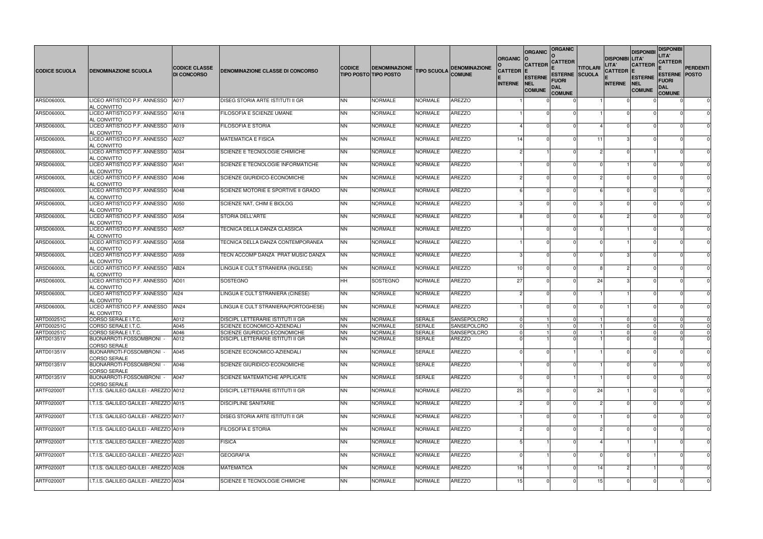| CODICE SCUOLA | DENOMINAZIONE SCUOLA | CODICE CLASSE DI CONCORSO | DENOMINAZIONE CLASSE DI CONCORSO | CODICE TIPO POSTO | DENOMINAZIONE TIPO POSTO | TIPO SCUOLA | DENOMINAZIONE COMUNE | ORGANICO CATTEDRE INTERNE | ORGANICO CATTEDRE ESTERNE NEL COMUNE | ORGANICO CATTEDRE ESTERNE FUORI DAL COMUNE | TITOLARI SCUOLA | DISPONIBILITA' CATTEDRE INTERNE | DISPONIBILITA' CATTEDRE ESTERNE NEL COMUNE | DISPONIBILITA' CATTEDRE ESTERNE FUORI DAL COMUNE | PERDENTI POSTO |
|---|---|---|---|---|---|---|---|---|---|---|---|---|---|---|---|
| ARSD06000L | LICEO ARTISTICO P.F. ANNESSO AL CONVITTO | A017 | DISEG STORIA ARTE ISTITUTI II GR | NN | NORMALE | NORMALE | AREZZO | 1 | 0 | 0 | 1 | 0 | 0 | 0 | 0 |
| ARSD06000L | LICEO ARTISTICO P.F. ANNESSO AL CONVITTO | A018 | FILOSOFIA E SCIENZE UMANE | NN | NORMALE | NORMALE | AREZZO | 1 | 0 | 0 | 1 | 0 | 0 | 0 | 0 |
| ARSD06000L | LICEO ARTISTICO P.F. ANNESSO AL CONVITTO | A019 | FILOSOFIA E STORIA | NN | NORMALE | NORMALE | AREZZO | 4 | 0 | 0 | 4 | 0 | 0 | 0 | 0 |
| ARSD06000L | LICEO ARTISTICO P.F. ANNESSO AL CONVITTO | A027 | MATEMATICA E FISICA | NN | NORMALE | NORMALE | AREZZO | 14 | 0 | 0 | 11 | 3 | 0 | 0 | 0 |
| ARSD06000L | LICEO ARTISTICO P.F. ANNESSO AL CONVITTO | A034 | SCIENZE E TECNOLOGIE CHIMICHE | NN | NORMALE | NORMALE | AREZZO | 2 | 1 | 0 | 2 | 0 | 1 | 0 | 0 |
| ARSD06000L | LICEO ARTISTICO P.F. ANNESSO AL CONVITTO | A041 | SCIENZE E TECNOLOGIE INFORMATICHE | NN | NORMALE | NORMALE | AREZZO | 1 | 0 | 0 | 0 | 1 | 0 | 0 | 0 |
| ARSD06000L | LICEO ARTISTICO P.F. ANNESSO AL CONVITTO | A046 | SCIENZE GIURIDICO-ECONOMICHE | NN | NORMALE | NORMALE | AREZZO | 2 | 0 | 0 | 2 | 0 | 0 | 0 | 0 |
| ARSD06000L | LICEO ARTISTICO P.F. ANNESSO AL CONVITTO | A048 | SCIENZE MOTORIE E SPORTIVE II GRADO | NN | NORMALE | NORMALE | AREZZO | 6 | 0 | 0 | 6 | 0 | 0 | 0 | 0 |
| ARSD06000L | LICEO ARTISTICO P.F. ANNESSO AL CONVITTO | A050 | SCIENZE NAT, CHIM E BIOLOG | NN | NORMALE | NORMALE | AREZZO | 3 | 0 | 0 | 3 | 0 | 0 | 0 | 0 |
| ARSD06000L | LICEO ARTISTICO P.F. ANNESSO AL CONVITTO | A054 | STORIA DELL'ARTE | NN | NORMALE | NORMALE | AREZZO | 8 | 0 | 0 | 6 | 2 | 0 | 0 | 0 |
| ARSD06000L | LICEO ARTISTICO P.F. ANNESSO AL CONVITTO | A057 | TECNICA DELLA DANZA CLASSICA | NN | NORMALE | NORMALE | AREZZO | 1 | 0 | 0 | 0 | 1 | 0 | 0 | 0 |
| ARSD06000L | LICEO ARTISTICO P.F. ANNESSO AL CONVITTO | A058 | TECNICA DELLA DANZA CONTEMPORANEA | NN | NORMALE | NORMALE | AREZZO | 1 | 0 | 0 | 0 | 1 | 0 | 0 | 0 |
| ARSD06000L | LICEO ARTISTICO P.F. ANNESSO AL CONVITTO | A059 | TECN ACCOMP DANZA PRAT MUSIC DANZA | NN | NORMALE | NORMALE | AREZZO | 3 | 0 | 0 | 0 | 3 | 0 | 0 | 0 |
| ARSD06000L | LICEO ARTISTICO P.F. ANNESSO AL CONVITTO | AB24 | LINGUA E CULT STRANIERA (INGLESE) | NN | NORMALE | NORMALE | AREZZO | 10 | 0 | 0 | 8 | 2 | 0 | 0 | 0 |
| ARSD06000L | LICEO ARTISTICO P.F. ANNESSO AL CONVITTO | AD01 | SOSTEGNO | HH | SOSTEGNO | NORMALE | AREZZO | 27 | 0 | 0 | 24 | 3 | 0 | 0 | 0 |
| ARSD06000L | LICEO ARTISTICO P.F. ANNESSO AL CONVITTO | AI24 | LINGUA E CULT STRANIERA (CINESE) | NN | NORMALE | NORMALE | AREZZO | 2 | 0 | 0 | 1 | 1 | 0 | 0 | 0 |
| ARSD06000L | LICEO ARTISTICO P.F. ANNESSO AL CONVITTO | AN24 | LINGUA E CULT STRANIERA(PORTOGHESE) | NN | NORMALE | NORMALE | AREZZO | 1 | 0 | 0 | 0 | 1 | 0 | 0 | 0 |
| ARTD00251C | CORSO SERALE I.T.C. | A012 | DISCIPL LETTERARIE ISTITUTI II GR | NN | NORMALE | SERALE | SANSEPOLCRO | 0 | 1 | 0 | 1 | 0 | 0 | 0 | 0 |
| ARTD00251C | CORSO SERALE I.T.C. | A045 | SCIENZE ECONOMICO-AZIENDALI | NN | NORMALE | SERALE | SANSEPOLCRO | 0 | 1 | 0 | 1 | 0 | 0 | 0 | 0 |
| ARTD00251C | CORSO SERALE I.T.C. | A046 | SCIENZE GIURIDICO-ECONOMICHE | NN | NORMALE | SERALE | SANSEPOLCRO | 0 | 1 | 0 | 1 | 0 | 0 | 0 | 0 |
| ARTD01351V | BUONARROTI-FOSSOMBRONI - CORSO SERALE | A012 | DISCIPL LETTERARIE ISTITUTI II GR | NN | NORMALE | SERALE | AREZZO | 0 | 1 | 0 | 1 | 0 | 0 | 0 | 0 |
| ARTD01351V | BUONARROTI-FOSSOMBRONI - CORSO SERALE | A045 | SCIENZE ECONOMICO-AZIENDALI | NN | NORMALE | SERALE | AREZZO | 0 | 0 | 1 | 1 | 0 | 0 | 0 | 0 |
| ARTD01351V | BUONARROTI-FOSSOMBRONI - CORSO SERALE | A046 | SCIENZE GIURIDICO-ECONOMICHE | NN | NORMALE | SERALE | AREZZO | 1 | 0 | 0 | 1 | 0 | 0 | 0 | 0 |
| ARTD01351V | BUONARROTI-FOSSOMBRONI - CORSO SERALE | A047 | SCIENZE MATEMATICHE APPLICATE | NN | NORMALE | SERALE | AREZZO | 0 | 0 | 1 | 1 | 0 | 0 | 0 | 0 |
| ARTF02000T | I.T.I.S. GALILEO GALILEI - AREZZO | A012 | DISCIPL LETTERARIE ISTITUTI II GR | NN | NORMALE | NORMALE | AREZZO | 25 | 0 | 0 | 24 | 1 | 0 | 0 | 0 |
| ARTF02000T | I.T.I.S. GALILEO GALILEI - AREZZO | A015 | DISCIPLINE SANITARIE | NN | NORMALE | NORMALE | AREZZO | 2 | 0 | 0 | 2 | 0 | 0 | 0 | 0 |
| ARTF02000T | I.T.I.S. GALILEO GALILEI - AREZZO | A017 | DISEG STORIA ARTE ISTITUTI II GR | NN | NORMALE | NORMALE | AREZZO | 1 | 0 | 0 | 1 | 0 | 0 | 0 | 0 |
| ARTF02000T | I.T.I.S. GALILEO GALILEI - AREZZO | A019 | FILOSOFIA E STORIA | NN | NORMALE | NORMALE | AREZZO | 2 | 0 | 0 | 2 | 0 | 0 | 0 | 0 |
| ARTF02000T | I.T.I.S. GALILEO GALILEI - AREZZO | A020 | FISICA | NN | NORMALE | NORMALE | AREZZO | 5 | 1 | 0 | 4 | 1 | 1 | 0 | 0 |
| ARTF02000T | I.T.I.S. GALILEO GALILEI - AREZZO | A021 | GEOGRAFIA | NN | NORMALE | NORMALE | AREZZO | 0 | 1 | 0 | 0 | 0 | 1 | 0 | 0 |
| ARTF02000T | I.T.I.S. GALILEO GALILEI - AREZZO | A026 | MATEMATICA | NN | NORMALE | NORMALE | AREZZO | 16 | 1 | 0 | 14 | 2 | 1 | 0 | 0 |
| ARTF02000T | I.T.I.S. GALILEO GALILEI - AREZZO | A034 | SCIENZE E TECNOLOGIE CHIMICHE | NN | NORMALE | NORMALE | AREZZO | 15 | 0 | 0 | 15 | 0 | 0 | 0 | 0 |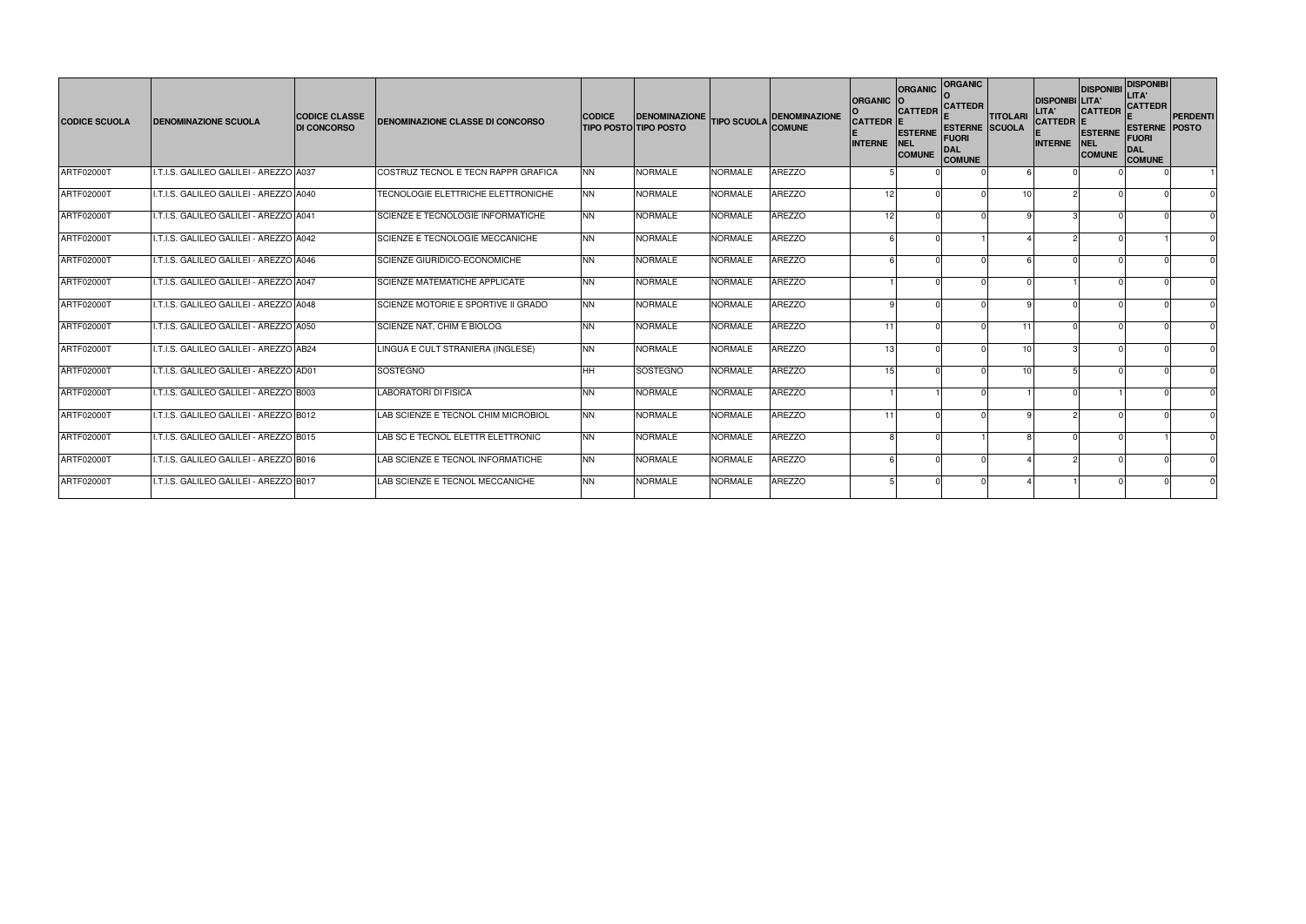| CODICE SCUOLA | DENOMINAZIONE SCUOLA | CODICE CLASSE DI CONCORSO | DENOMINAZIONE CLASSE DI CONCORSO | CODICE TIPO POSTO | DENOMINAZIONE TIPO POSTO | TIPO SCUOLA | DENOMINAZIONE COMUNE | ORGANICO CATTEDRE INTERNE | ORGANICO CATTEDRE ESTERNE NEL COMUNE | ORGANICO CATTEDRE ESTERNE FUORI DAL COMUNE | TITOLARI SCUOLA | DISPONIBILITA' CATTEDRE INTERNE | DISPONIBILITA' CATTEDRE ESTERNE NEL COMUNE | DISPONIBILITA' CATTEDRE ESTERNE FUORI DAL COMUNE | PERDENTI POSTO |
|---|---|---|---|---|---|---|---|---|---|---|---|---|---|---|---|
| ARTF02000T | I.T.I.S. GALILEO GALILEI - AREZZO | A037 | COSTRUZ TECNOL E TECN RAPPR GRAFICA | NN | NORMALE | NORMALE | AREZZO | 5 | 0 | 0 | 6 | 0 | 0 | 0 | 1 |
| ARTF02000T | I.T.I.S. GALILEO GALILEI - AREZZO | A040 | TECNOLOGIE ELETTRICHE ELETTRONICHE | NN | NORMALE | NORMALE | AREZZO | 12 | 0 | 0 | 10 | 2 | 0 | 0 | 0 |
| ARTF02000T | I.T.I.S. GALILEO GALILEI - AREZZO | A041 | SCIENZE E TECNOLOGIE INFORMATICHE | NN | NORMALE | NORMALE | AREZZO | 12 | 0 | 0 | 9 | 3 | 0 | 0 | 0 |
| ARTF02000T | I.T.I.S. GALILEO GALILEI - AREZZO | A042 | SCIENZE E TECNOLOGIE MECCANICHE | NN | NORMALE | NORMALE | AREZZO | 6 | 0 | 1 | 4 | 2 | 0 | 1 | 0 |
| ARTF02000T | I.T.I.S. GALILEO GALILEI - AREZZO | A046 | SCIENZE GIURIDICO-ECONOMICHE | NN | NORMALE | NORMALE | AREZZO | 6 | 0 | 0 | 6 | 0 | 0 | 0 | 0 |
| ARTF02000T | I.T.I.S. GALILEO GALILEI - AREZZO | A047 | SCIENZE MATEMATICHE APPLICATE | NN | NORMALE | NORMALE | AREZZO | 1 | 0 | 0 | 0 | 1 | 0 | 0 | 0 |
| ARTF02000T | I.T.I.S. GALILEO GALILEI - AREZZO | A048 | SCIENZE MOTORIE E SPORTIVE II GRADO | NN | NORMALE | NORMALE | AREZZO | 9 | 0 | 0 | 9 | 0 | 0 | 0 | 0 |
| ARTF02000T | I.T.I.S. GALILEO GALILEI - AREZZO | A050 | SCIENZE NAT, CHIM E BIOLOG | NN | NORMALE | NORMALE | AREZZO | 11 | 0 | 0 | 11 | 0 | 0 | 0 | 0 |
| ARTF02000T | I.T.I.S. GALILEO GALILEI - AREZZO | AB24 | LINGUA E CULT STRANIERA (INGLESE) | NN | NORMALE | NORMALE | AREZZO | 13 | 0 | 0 | 10 | 3 | 0 | 0 | 0 |
| ARTF02000T | I.T.I.S. GALILEO GALILEI - AREZZO | AD01 | SOSTEGNO | HH | SOSTEGNO | NORMALE | AREZZO | 15 | 0 | 0 | 10 | 5 | 0 | 0 | 0 |
| ARTF02000T | I.T.I.S. GALILEO GALILEI - AREZZO | B003 | LABORATORI DI FISICA | NN | NORMALE | NORMALE | AREZZO | 1 | 1 | 0 | 1 | 0 | 1 | 0 | 0 |
| ARTF02000T | I.T.I.S. GALILEO GALILEI - AREZZO | B012 | LAB SCIENZE E TECNOL CHIM MICROBIOL | NN | NORMALE | NORMALE | AREZZO | 11 | 0 | 0 | 9 | 2 | 0 | 0 | 0 |
| ARTF02000T | I.T.I.S. GALILEO GALILEI - AREZZO | B015 | LAB SC E TECNOL ELETTR ELETTRONIC | NN | NORMALE | NORMALE | AREZZO | 8 | 0 | 1 | 8 | 0 | 0 | 1 | 0 |
| ARTF02000T | I.T.I.S. GALILEO GALILEI - AREZZO | B016 | LAB SCIENZE E TECNOL INFORMATICHE | NN | NORMALE | NORMALE | AREZZO | 6 | 0 | 0 | 4 | 2 | 0 | 0 | 0 |
| ARTF02000T | I.T.I.S. GALILEO GALILEI - AREZZO | B017 | LAB SCIENZE E TECNOL MECCANICHE | NN | NORMALE | NORMALE | AREZZO | 5 | 0 | 0 | 4 | 1 | 0 | 0 | 0 |